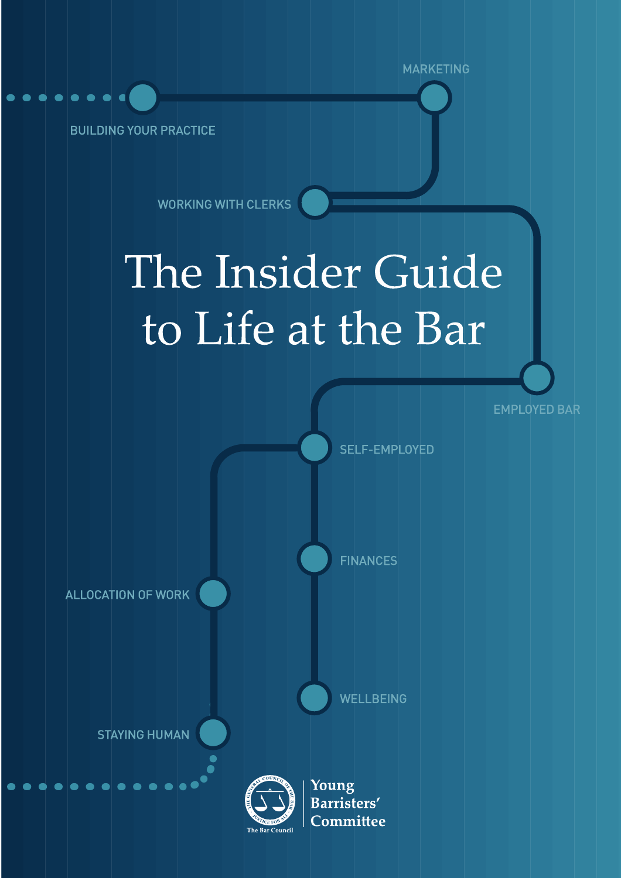# The Insider Guide to Life at the Bar

BUILDING YOUR PRACTICE

MARKETING

WORKING WITH CLERKS

EMPLOYED BAR

SELF-EMPLOYED

FINANCES

ALLOCATION OF WORK

WELLBEING

STAYING HUMAN

The Bar Council

Young Barristers' Committee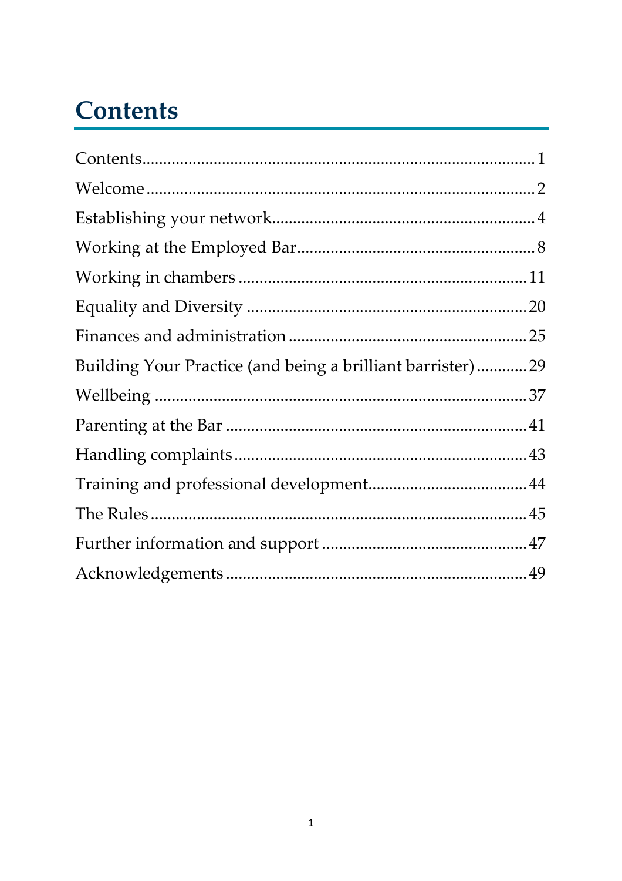# Contents

Contents....................................................................................1
Welcome....................................................................................2
Establishing your network....................................................................................4
Working at the Employed Bar....................................................................................8
Working in chambers....................................................................................11
Equality and Diversity....................................................................................20
Finances and administration....................................................................................25
Building Your Practice (and being a brilliant barrister)....................................................................................29
Wellbeing....................................................................................37
Parenting at the Bar....................................................................................41
Handling complaints....................................................................................43
Training and professional development....................................................................................44
The Rules....................................................................................45
Further information and support....................................................................................47
Acknowledgements....................................................................................49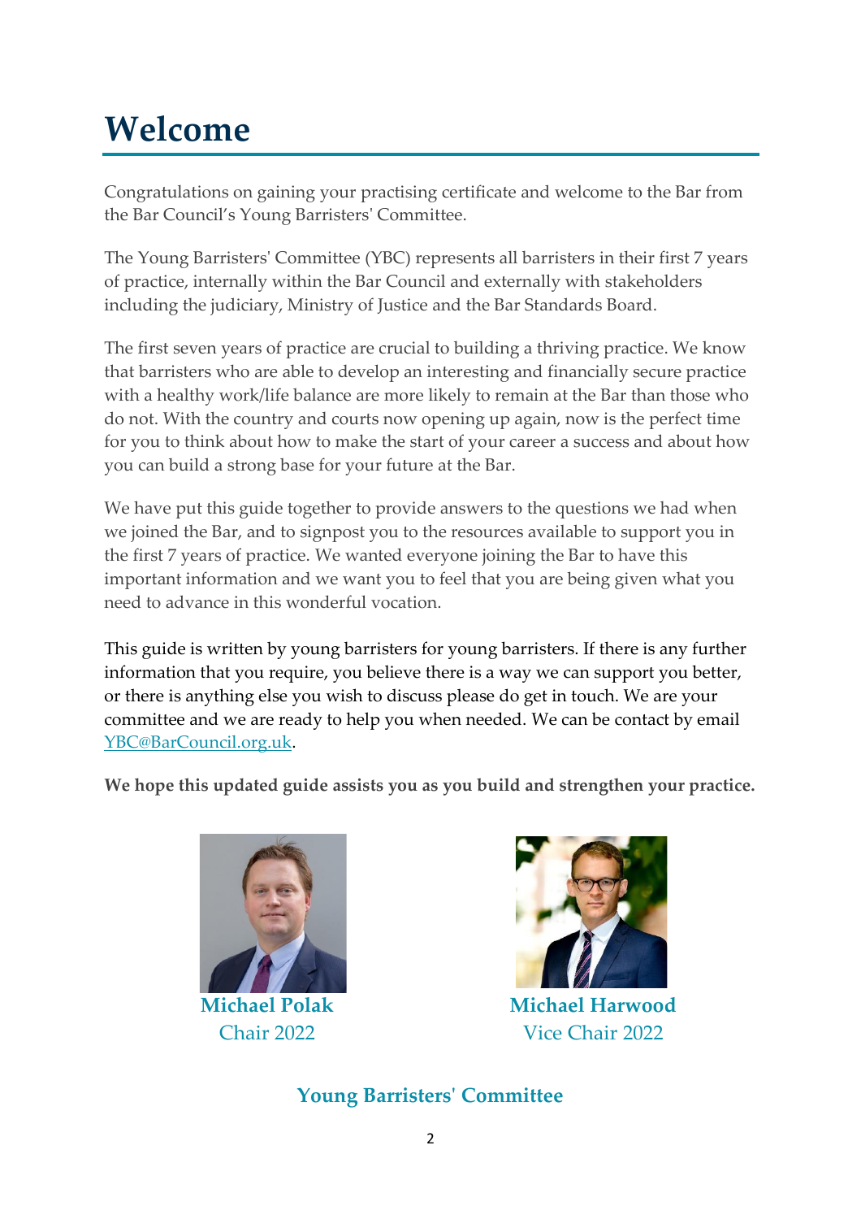# Welcome

Congratulations on gaining your practising certificate and welcome to the Bar from the Bar Council's Young Barristers' Committee.

The Young Barristers' Committee (YBC) represents all barristers in their first 7 years of practice, internally within the Bar Council and externally with stakeholders including the judiciary, Ministry of Justice and the Bar Standards Board.

The first seven years of practice are crucial to building a thriving practice. We know that barristers who are able to develop an interesting and financially secure practice with a healthy work/life balance are more likely to remain at the Bar than those who do not. With the country and courts now opening up again, now is the perfect time for you to think about how to make the start of your career a success and about how you can build a strong base for your future at the Bar.

We have put this guide together to provide answers to the questions we had when we joined the Bar, and to signpost you to the resources available to support you in the first 7 years of practice. We wanted everyone joining the Bar to have this important information and we want you to feel that you are being given what you need to advance in this wonderful vocation.

This guide is written by young barristers for young barristers. If there is any further information that you require, you believe there is a way we can support you better, or there is anything else you wish to discuss please do get in touch. We are your committee and we are ready to help you when needed. We can be contact by email YBC@BarCouncil.org.uk.

**We hope this updated guide assists you as you build and strengthen your practice.**

**Michael Polak**
Chair 2022

**Michael Harwood**
Vice Chair 2022

**Young Barristers' Committee**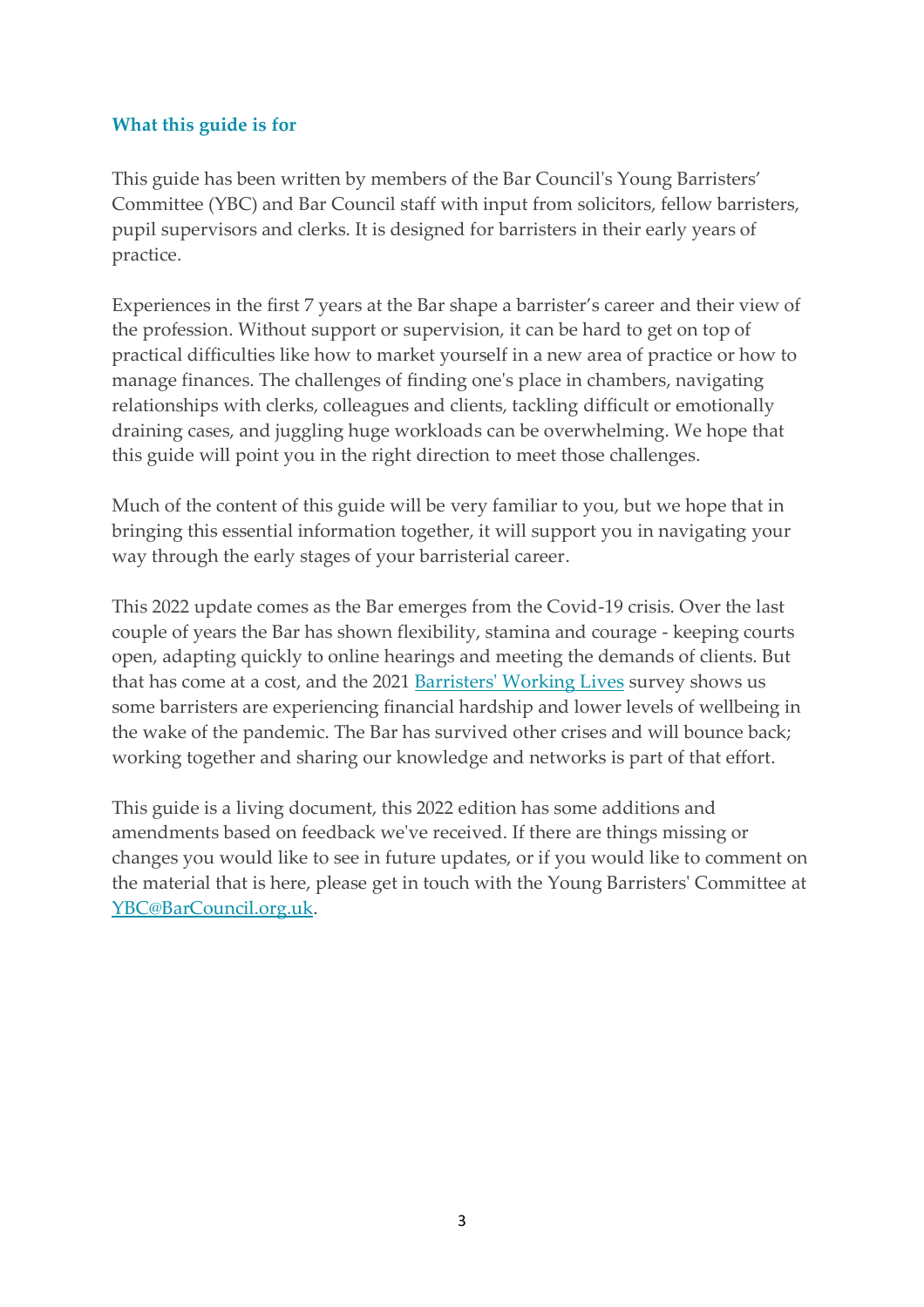## What this guide is for

This guide has been written by members of the Bar Council's Young Barristers' Committee (YBC) and Bar Council staff with input from solicitors, fellow barristers, pupil supervisors and clerks. It is designed for barristers in their early years of practice.

Experiences in the first 7 years at the Bar shape a barrister's career and their view of the profession. Without support or supervision, it can be hard to get on top of practical difficulties like how to market yourself in a new area of practice or how to manage finances. The challenges of finding one's place in chambers, navigating relationships with clerks, colleagues and clients, tackling difficult or emotionally draining cases, and juggling huge workloads can be overwhelming. We hope that this guide will point you in the right direction to meet those challenges.

Much of the content of this guide will be very familiar to you, but we hope that in bringing this essential information together, it will support you in navigating your way through the early stages of your barristerial career.

This 2022 update comes as the Bar emerges from the Covid-19 crisis. Over the last couple of years the Bar has shown flexibility, stamina and courage - keeping courts open, adapting quickly to online hearings and meeting the demands of clients. But that has come at a cost, and the 2021 [Barristers' Working Lives](#) survey shows us some barristers are experiencing financial hardship and lower levels of wellbeing in the wake of the pandemic. The Bar has survived other crises and will bounce back; working together and sharing our knowledge and networks is part of that effort.

This guide is a living document, this 2022 edition has some additions and amendments based on feedback we've received. If there are things missing or changes you would like to see in future updates, or if you would like to comment on the material that is here, please get in touch with the Young Barristers' Committee at [YBC@BarCouncil.org.uk](mailto:YBC@BarCouncil.org.uk).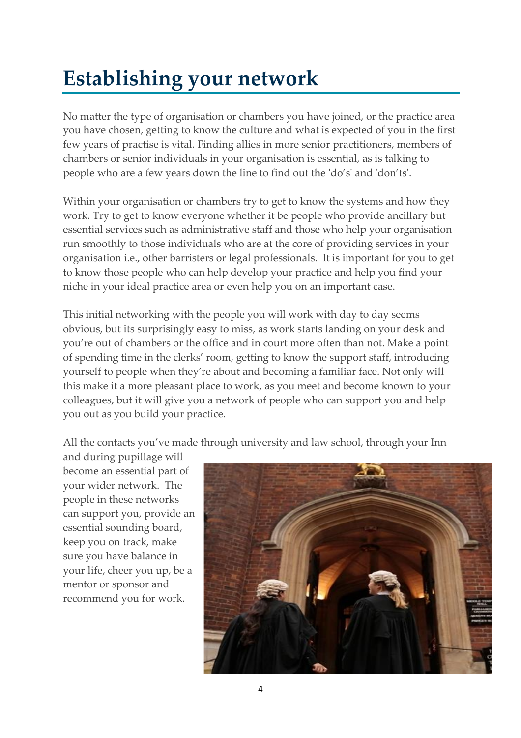# Establishing your network

No matter the type of organisation or chambers you have joined, or the practice area you have chosen, getting to know the culture and what is expected of you in the first few years of practise is vital. Finding allies in more senior practitioners, members of chambers or senior individuals in your organisation is essential, as is talking to people who are a few years down the line to find out the 'do's' and 'don'ts'.

Within your organisation or chambers try to get to know the systems and how they work. Try to get to know everyone whether it be people who provide ancillary but essential services such as administrative staff and those who help your organisation run smoothly to those individuals who are at the core of providing services in your organisation i.e., other barristers or legal professionals. It is important for you to get to know those people who can help develop your practice and help you find your niche in your ideal practice area or even help you on an important case.

This initial networking with the people you will work with day to day seems obvious, but its surprisingly easy to miss, as work starts landing on your desk and you're out of chambers or the office and in court more often than not. Make a point of spending time in the clerks' room, getting to know the support staff, introducing yourself to people when they're about and becoming a familiar face. Not only will this make it a more pleasant place to work, as you meet and become known to your colleagues, but it will give you a network of people who can support you and help you out as you build your practice.

All the contacts you've made through university and law school, through your Inn and during pupillage will become an essential part of your wider network. The people in these networks can support you, provide an essential sounding board, keep you on track, make sure you have balance in your life, cheer you up, be a mentor or sponsor and recommend you for work.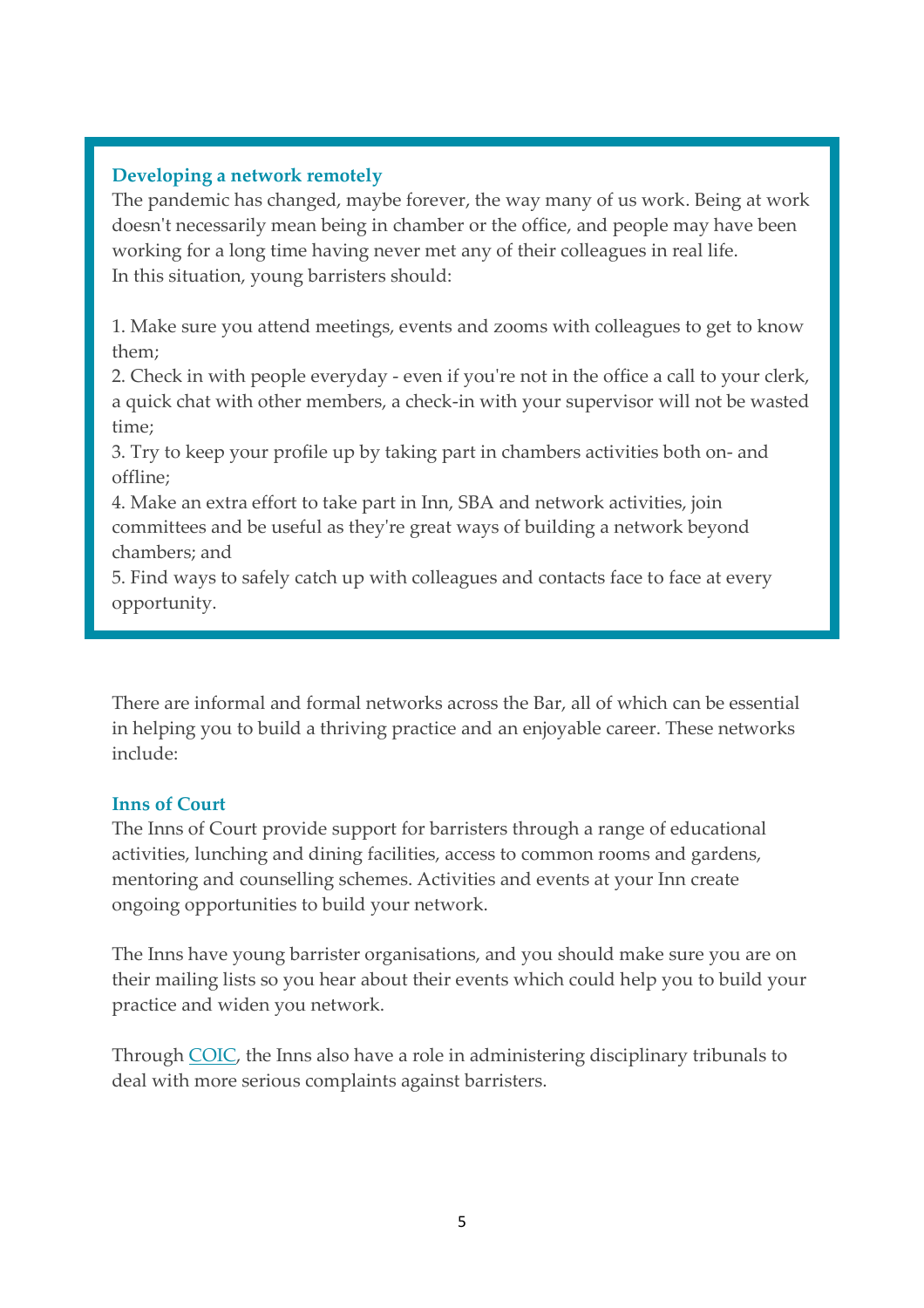### Developing a network remotely

The pandemic has changed, maybe forever, the way many of us work. Being at work doesn't necessarily mean being in chamber or the office, and people may have been working for a long time having never met any of their colleagues in real life.
In this situation, young barristers should:

1. Make sure you attend meetings, events and zooms with colleagues to get to know them;
2. Check in with people everyday - even if you're not in the office a call to your clerk, a quick chat with other members, a check-in with your supervisor will not be wasted time;
3. Try to keep your profile up by taking part in chambers activities both on- and offline;
4. Make an extra effort to take part in Inn, SBA and network activities, join committees and be useful as they're great ways of building a network beyond chambers; and
5. Find ways to safely catch up with colleagues and contacts face to face at every opportunity.

There are informal and formal networks across the Bar, all of which can be essential in helping you to build a thriving practice and an enjoyable career. These networks include:

### Inns of Court

The Inns of Court provide support for barristers through a range of educational activities, lunching and dining facilities, access to common rooms and gardens, mentoring and counselling schemes. Activities and events at your Inn create ongoing opportunities to build your network.

The Inns have young barrister organisations, and you should make sure you are on their mailing lists so you hear about their events which could help you to build your practice and widen you network.

Through [COIC](), the Inns also have a role in administering disciplinary tribunals to deal with more serious complaints against barristers.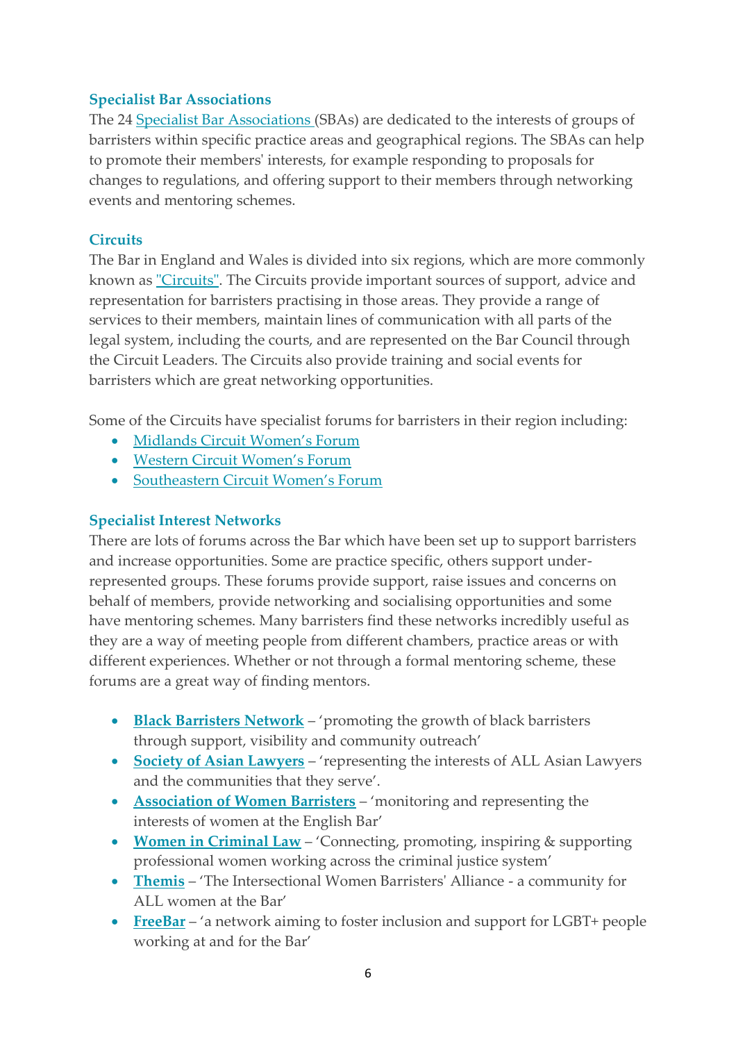### Specialist Bar Associations

The 24 Specialist Bar Associations (SBAs) are dedicated to the interests of groups of barristers within specific practice areas and geographical regions. The SBAs can help to promote their members' interests, for example responding to proposals for changes to regulations, and offering support to their members through networking events and mentoring schemes.

### Circuits

The Bar in England and Wales is divided into six regions, which are more commonly known as "Circuits". The Circuits provide important sources of support, advice and representation for barristers practising in those areas. They provide a range of services to their members, maintain lines of communication with all parts of the legal system, including the courts, and are represented on the Bar Council through the Circuit Leaders. The Circuits also provide training and social events for barristers which are great networking opportunities.

Some of the Circuits have specialist forums for barristers in their region including:

- Midlands Circuit Women's Forum
- Western Circuit Women's Forum
- Southeastern Circuit Women's Forum

### Specialist Interest Networks

There are lots of forums across the Bar which have been set up to support barristers and increase opportunities. Some are practice specific, others support under-represented groups. These forums provide support, raise issues and concerns on behalf of members, provide networking and socialising opportunities and some have mentoring schemes. Many barristers find these networks incredibly useful as they are a way of meeting people from different chambers, practice areas or with different experiences. Whether or not through a formal mentoring scheme, these forums are a great way of finding mentors.

- **Black Barristers Network** – 'promoting the growth of black barristers through support, visibility and community outreach'
- **Society of Asian Lawyers** – 'representing the interests of ALL Asian Lawyers and the communities that they serve'.
- **Association of Women Barristers** – 'monitoring and representing the interests of women at the English Bar'
- **Women in Criminal Law** – 'Connecting, promoting, inspiring & supporting professional women working across the criminal justice system'
- **Themis** – 'The Intersectional Women Barristers' Alliance - a community for ALL women at the Bar'
- **FreeBar** – 'a network aiming to foster inclusion and support for LGBT+ people working at and for the Bar'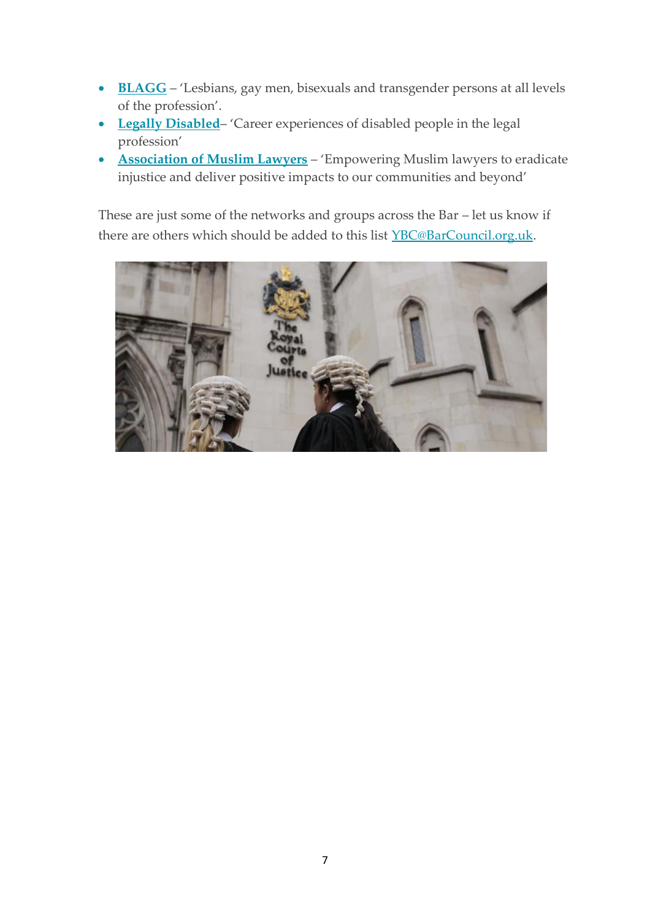- **BLAGG** – 'Lesbians, gay men, bisexuals and transgender persons at all levels of the profession'.
- **Legally Disabled**– 'Career experiences of disabled people in the legal profession'
- **Association of Muslim Lawyers** – 'Empowering Muslim lawyers to eradicate injustice and deliver positive impacts to our communities and beyond'

These are just some of the networks and groups across the Bar – let us know if there are others which should be added to this list YBC@BarCouncil.org.uk.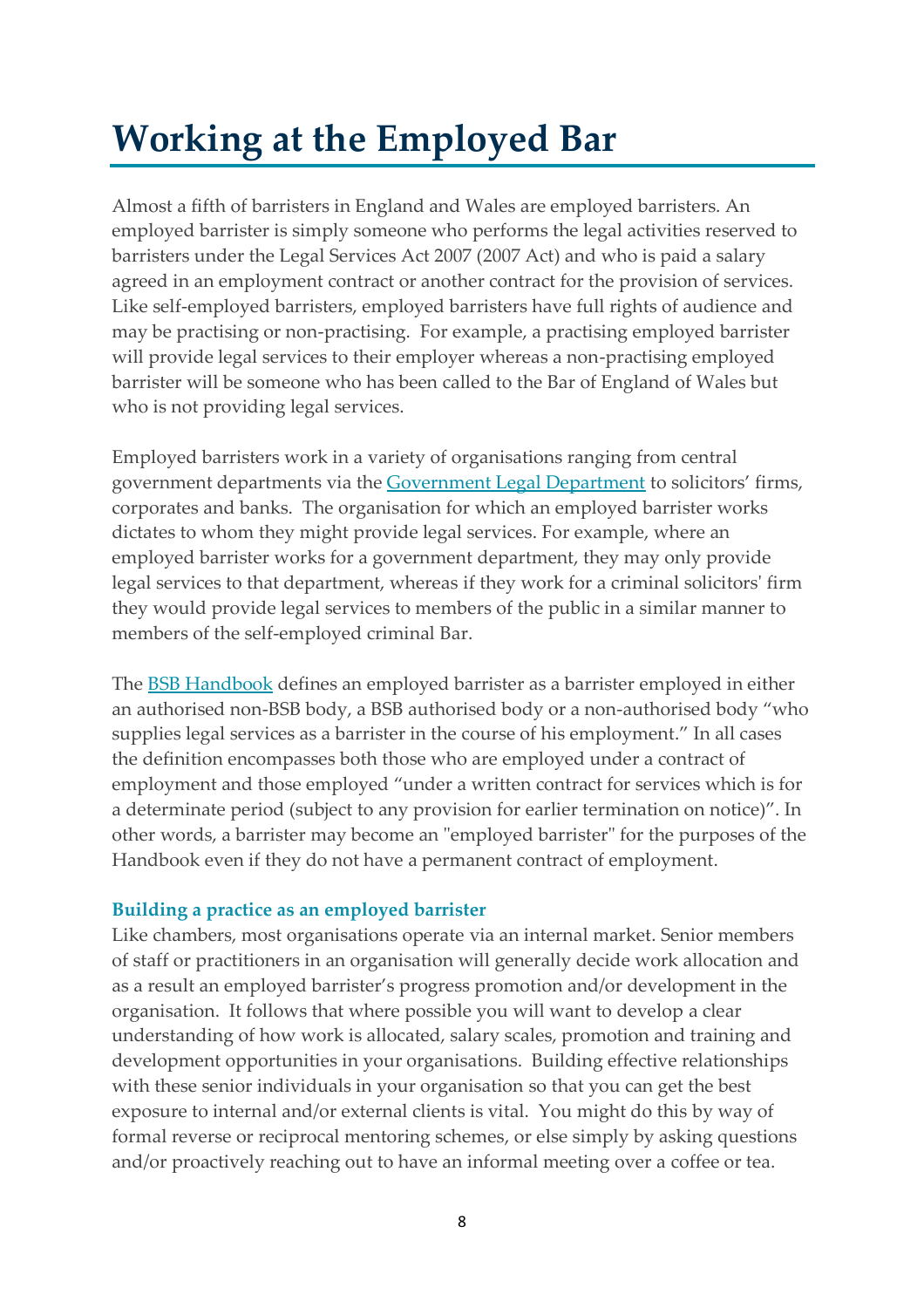# Working at the Employed Bar

Almost a fifth of barristers in England and Wales are employed barristers. An employed barrister is simply someone who performs the legal activities reserved to barristers under the Legal Services Act 2007 (2007 Act) and who is paid a salary agreed in an employment contract or another contract for the provision of services. Like self-employed barristers, employed barristers have full rights of audience and may be practising or non-practising. For example, a practising employed barrister will provide legal services to their employer whereas a non-practising employed barrister will be someone who has been called to the Bar of England of Wales but who is not providing legal services.

Employed barristers work in a variety of organisations ranging from central government departments via the [Government Legal Department] to solicitors' firms, corporates and banks. The organisation for which an employed barrister works dictates to whom they might provide legal services. For example, where an employed barrister works for a government department, they may only provide legal services to that department, whereas if they work for a criminal solicitors' firm they would provide legal services to members of the public in a similar manner to members of the self-employed criminal Bar.

The [BSB Handbook] defines an employed barrister as a barrister employed in either an authorised non-BSB body, a BSB authorised body or a non-authorised body "who supplies legal services as a barrister in the course of his employment." In all cases the definition encompasses both those who are employed under a contract of employment and those employed "under a written contract for services which is for a determinate period (subject to any provision for earlier termination on notice)". In other words, a barrister may become an "employed barrister" for the purposes of the Handbook even if they do not have a permanent contract of employment.

### Building a practice as an employed barrister

Like chambers, most organisations operate via an internal market. Senior members of staff or practitioners in an organisation will generally decide work allocation and as a result an employed barrister's progress promotion and/or development in the organisation. It follows that where possible you will want to develop a clear understanding of how work is allocated, salary scales, promotion and training and development opportunities in your organisations. Building effective relationships with these senior individuals in your organisation so that you can get the best exposure to internal and/or external clients is vital. You might do this by way of formal reverse or reciprocal mentoring schemes, or else simply by asking questions and/or proactively reaching out to have an informal meeting over a coffee or tea.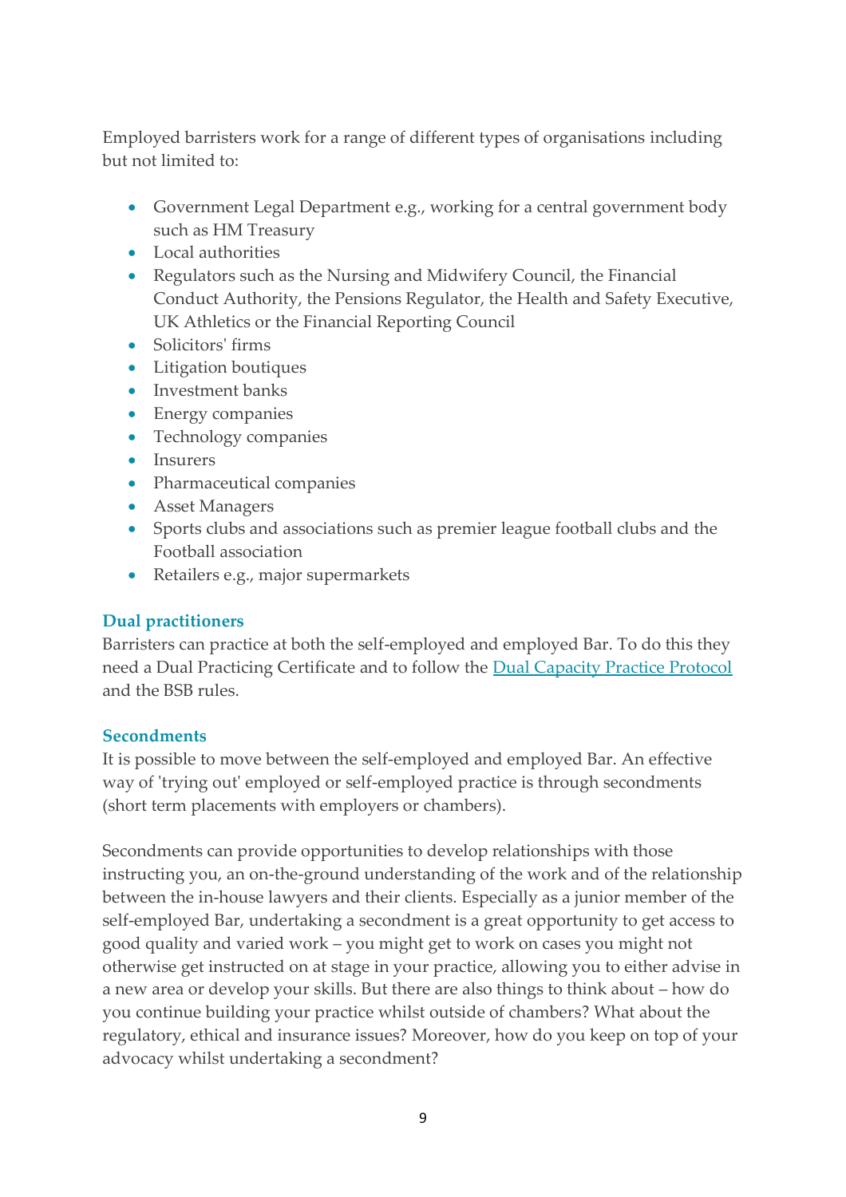Employed barristers work for a range of different types of organisations including but not limited to:

- Government Legal Department e.g., working for a central government body such as HM Treasury
- Local authorities
- Regulators such as the Nursing and Midwifery Council, the Financial Conduct Authority, the Pensions Regulator, the Health and Safety Executive, UK Athletics or the Financial Reporting Council
- Solicitors' firms
- Litigation boutiques
- Investment banks
- Energy companies
- Technology companies
- Insurers
- Pharmaceutical companies
- Asset Managers
- Sports clubs and associations such as premier league football clubs and the Football association
- Retailers e.g., major supermarkets

### Dual practitioners

Barristers can practice at both the self-employed and employed Bar. To do this they need a Dual Practicing Certificate and to follow the Dual Capacity Practice Protocol and the BSB rules.

### Secondments

It is possible to move between the self-employed and employed Bar. An effective way of 'trying out' employed or self-employed practice is through secondments (short term placements with employers or chambers).

Secondments can provide opportunities to develop relationships with those instructing you, an on-the-ground understanding of the work and of the relationship between the in-house lawyers and their clients. Especially as a junior member of the self-employed Bar, undertaking a secondment is a great opportunity to get access to good quality and varied work – you might get to work on cases you might not otherwise get instructed on at stage in your practice, allowing you to either advise in a new area or develop your skills. But there are also things to think about – how do you continue building your practice whilst outside of chambers? What about the regulatory, ethical and insurance issues? Moreover, how do you keep on top of your advocacy whilst undertaking a secondment?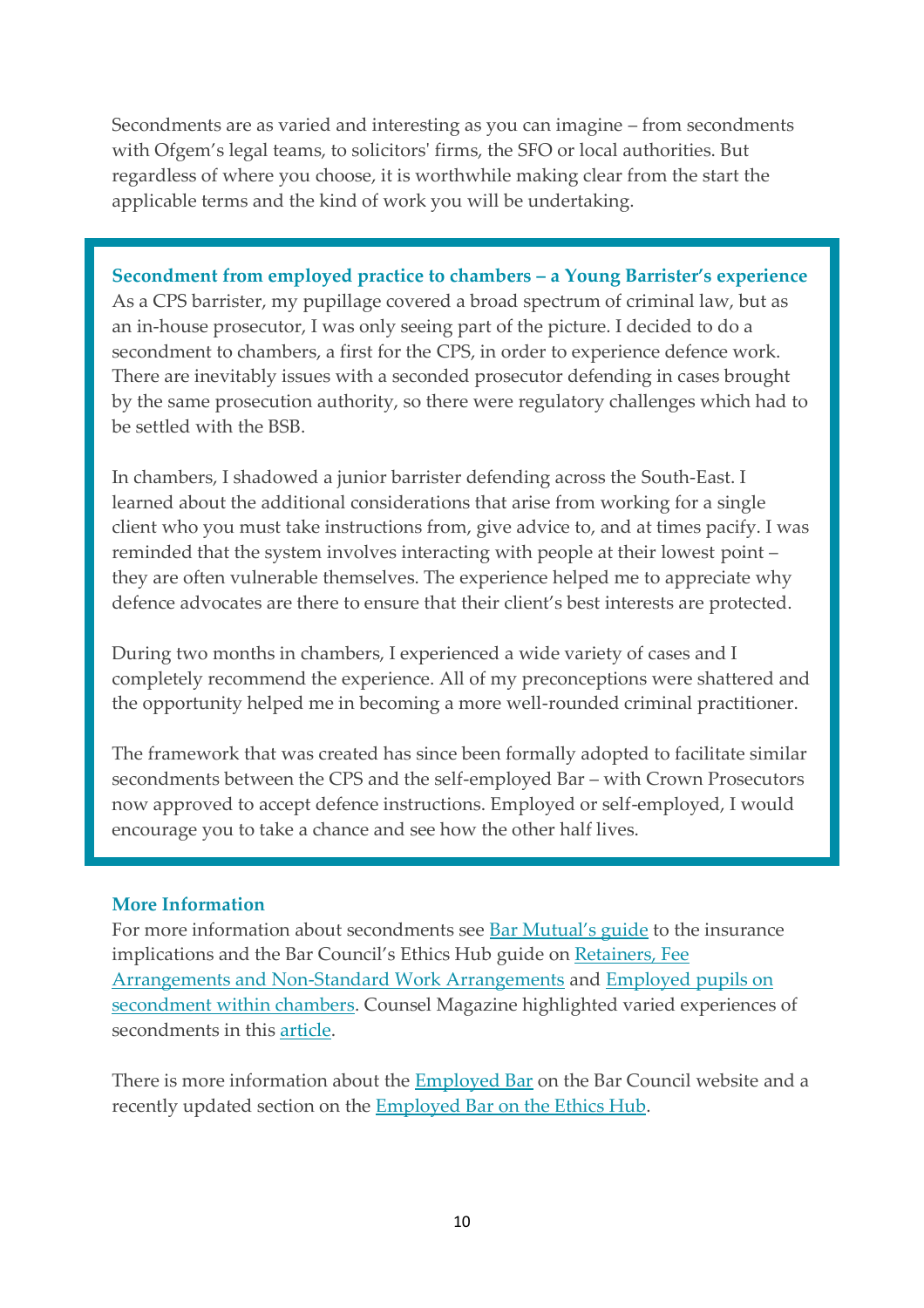Secondments are as varied and interesting as you can imagine – from secondments with Ofgem's legal teams, to solicitors' firms, the SFO or local authorities. But regardless of where you choose, it is worthwhile making clear from the start the applicable terms and the kind of work you will be undertaking.

### Secondment from employed practice to chambers – a Young Barrister's experience

As a CPS barrister, my pupillage covered a broad spectrum of criminal law, but as an in-house prosecutor, I was only seeing part of the picture. I decided to do a secondment to chambers, a first for the CPS, in order to experience defence work. There are inevitably issues with a seconded prosecutor defending in cases brought by the same prosecution authority, so there were regulatory challenges which had to be settled with the BSB.

In chambers, I shadowed a junior barrister defending across the South-East. I learned about the additional considerations that arise from working for a single client who you must take instructions from, give advice to, and at times pacify. I was reminded that the system involves interacting with people at their lowest point – they are often vulnerable themselves. The experience helped me to appreciate why defence advocates are there to ensure that their client's best interests are protected.

During two months in chambers, I experienced a wide variety of cases and I completely recommend the experience. All of my preconceptions were shattered and the opportunity helped me in becoming a more well-rounded criminal practitioner.

The framework that was created has since been formally adopted to facilitate similar secondments between the CPS and the self-employed Bar – with Crown Prosecutors now approved to accept defence instructions. Employed or self-employed, I would encourage you to take a chance and see how the other half lives.

### More Information

For more information about secondments see Bar Mutual's guide to the insurance implications and the Bar Council's Ethics Hub guide on Retainers, Fee Arrangements and Non-Standard Work Arrangements and Employed pupils on secondment within chambers. Counsel Magazine highlighted varied experiences of secondments in this article.

There is more information about the Employed Bar on the Bar Council website and a recently updated section on the Employed Bar on the Ethics Hub.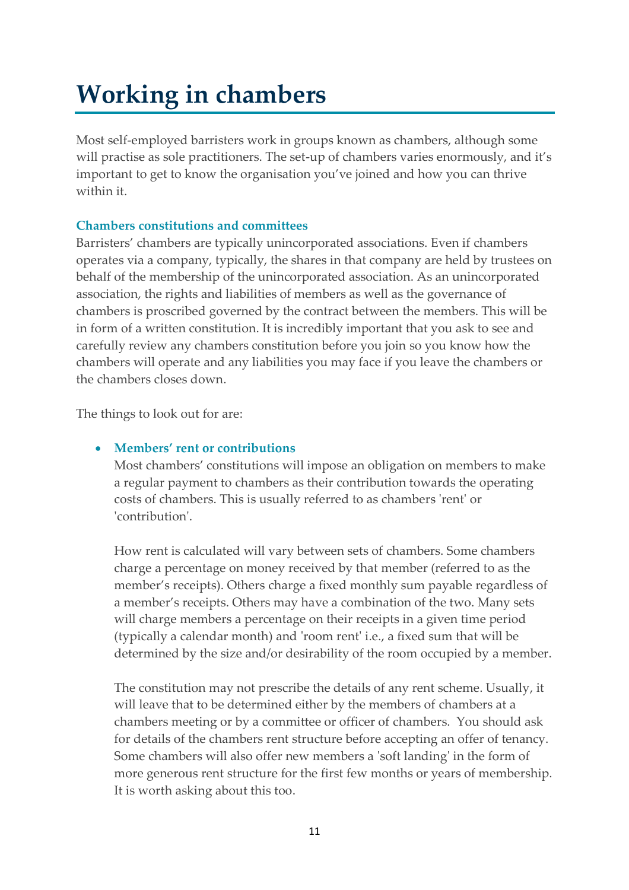# Working in chambers

Most self-employed barristers work in groups known as chambers, although some will practise as sole practitioners. The set-up of chambers varies enormously, and it's important to get to know the organisation you've joined and how you can thrive within it.

### Chambers constitutions and committees

Barristers' chambers are typically unincorporated associations. Even if chambers operates via a company, typically, the shares in that company are held by trustees on behalf of the membership of the unincorporated association. As an unincorporated association, the rights and liabilities of members as well as the governance of chambers is proscribed governed by the contract between the members. This will be in form of a written constitution. It is incredibly important that you ask to see and carefully review any chambers constitution before you join so you know how the chambers will operate and any liabilities you may face if you leave the chambers or the chambers closes down.

The things to look out for are:

- **Members' rent or contributions**
  Most chambers' constitutions will impose an obligation on members to make a regular payment to chambers as their contribution towards the operating costs of chambers. This is usually referred to as chambers 'rent' or 'contribution'.

  How rent is calculated will vary between sets of chambers. Some chambers charge a percentage on money received by that member (referred to as the member's receipts). Others charge a fixed monthly sum payable regardless of a member's receipts. Others may have a combination of the two. Many sets will charge members a percentage on their receipts in a given time period (typically a calendar month) and 'room rent' i.e., a fixed sum that will be determined by the size and/or desirability of the room occupied by a member.

  The constitution may not prescribe the details of any rent scheme. Usually, it will leave that to be determined either by the members of chambers at a chambers meeting or by a committee or officer of chambers. You should ask for details of the chambers rent structure before accepting an offer of tenancy. Some chambers will also offer new members a 'soft landing' in the form of more generous rent structure for the first few months or years of membership. It is worth asking about this too.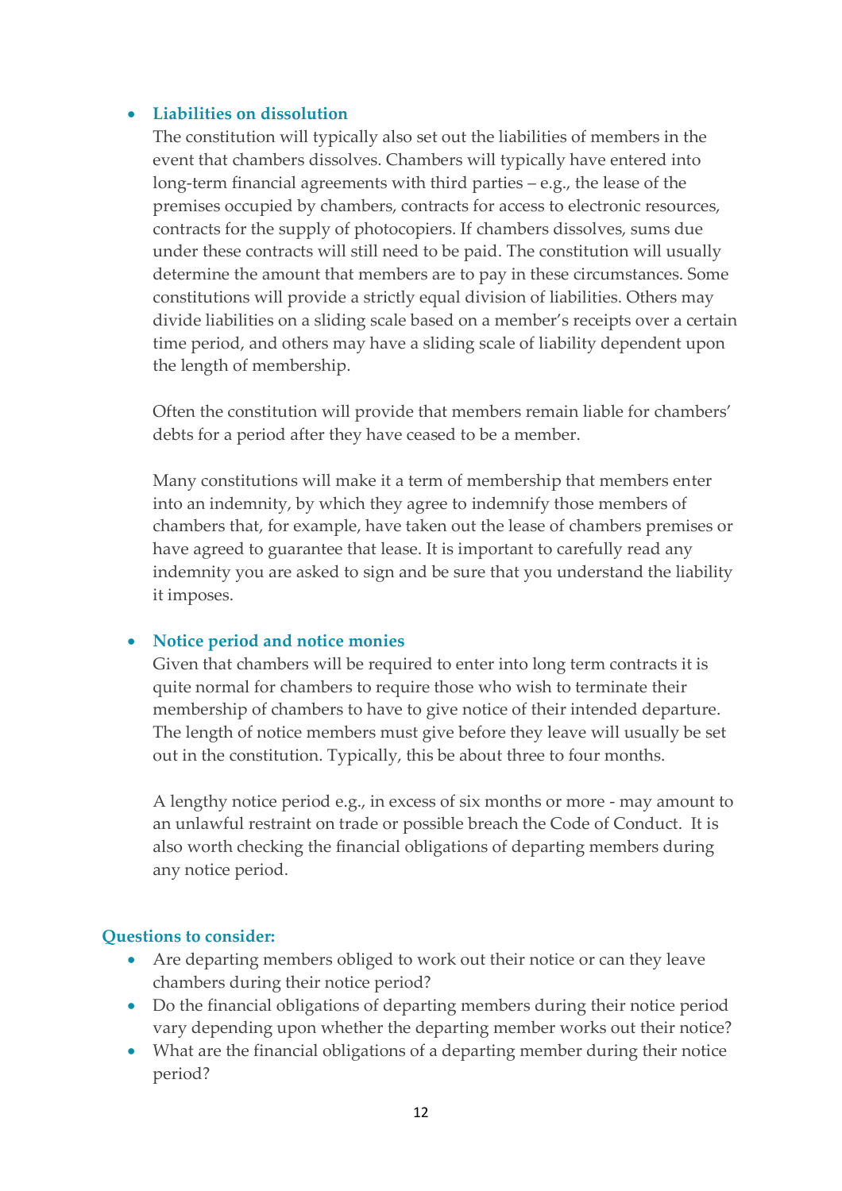- **Liabilities on dissolution**

  The constitution will typically also set out the liabilities of members in the event that chambers dissolves. Chambers will typically have entered into long-term financial agreements with third parties – e.g., the lease of the premises occupied by chambers, contracts for access to electronic resources, contracts for the supply of photocopiers. If chambers dissolves, sums due under these contracts will still need to be paid. The constitution will usually determine the amount that members are to pay in these circumstances. Some constitutions will provide a strictly equal division of liabilities. Others may divide liabilities on a sliding scale based on a member's receipts over a certain time period, and others may have a sliding scale of liability dependent upon the length of membership.

  Often the constitution will provide that members remain liable for chambers' debts for a period after they have ceased to be a member.

  Many constitutions will make it a term of membership that members enter into an indemnity, by which they agree to indemnify those members of chambers that, for example, have taken out the lease of chambers premises or have agreed to guarantee that lease. It is important to carefully read any indemnity you are asked to sign and be sure that you understand the liability it imposes.

- **Notice period and notice monies**

  Given that chambers will be required to enter into long term contracts it is quite normal for chambers to require those who wish to terminate their membership of chambers to have to give notice of their intended departure. The length of notice members must give before they leave will usually be set out in the constitution. Typically, this be about three to four months.

  A lengthy notice period e.g., in excess of six months or more - may amount to an unlawful restraint on trade or possible breach the Code of Conduct. It is also worth checking the financial obligations of departing members during any notice period.

**Questions to consider:**

- Are departing members obliged to work out their notice or can they leave chambers during their notice period?
- Do the financial obligations of departing members during their notice period vary depending upon whether the departing member works out their notice?
- What are the financial obligations of a departing member during their notice period?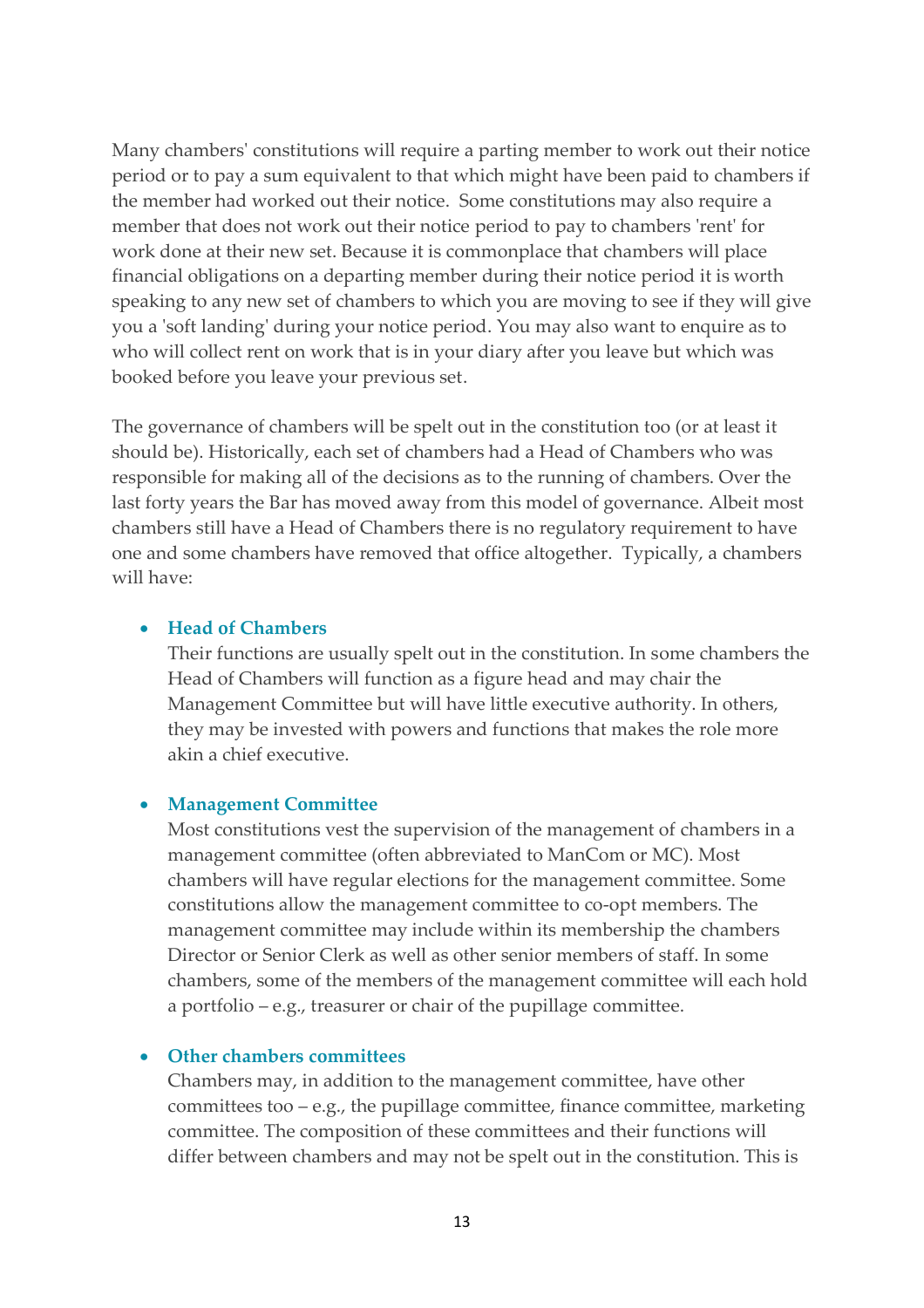Many chambers' constitutions will require a parting member to work out their notice period or to pay a sum equivalent to that which might have been paid to chambers if the member had worked out their notice. Some constitutions may also require a member that does not work out their notice period to pay to chambers 'rent' for work done at their new set. Because it is commonplace that chambers will place financial obligations on a departing member during their notice period it is worth speaking to any new set of chambers to which you are moving to see if they will give you a 'soft landing' during your notice period. You may also want to enquire as to who will collect rent on work that is in your diary after you leave but which was booked before you leave your previous set.

The governance of chambers will be spelt out in the constitution too (or at least it should be). Historically, each set of chambers had a Head of Chambers who was responsible for making all of the decisions as to the running of chambers. Over the last forty years the Bar has moved away from this model of governance. Albeit most chambers still have a Head of Chambers there is no regulatory requirement to have one and some chambers have removed that office altogether. Typically, a chambers will have:

- **Head of Chambers**
  Their functions are usually spelt out in the constitution. In some chambers the Head of Chambers will function as a figure head and may chair the Management Committee but will have little executive authority. In others, they may be invested with powers and functions that makes the role more akin a chief executive.

- **Management Committee**
  Most constitutions vest the supervision of the management of chambers in a management committee (often abbreviated to ManCom or MC). Most chambers will have regular elections for the management committee. Some constitutions allow the management committee to co-opt members. The management committee may include within its membership the chambers Director or Senior Clerk as well as other senior members of staff. In some chambers, some of the members of the management committee will each hold a portfolio – e.g., treasurer or chair of the pupillage committee.

- **Other chambers committees**
  Chambers may, in addition to the management committee, have other committees too – e.g., the pupillage committee, finance committee, marketing committee. The composition of these committees and their functions will differ between chambers and may not be spelt out in the constitution. This is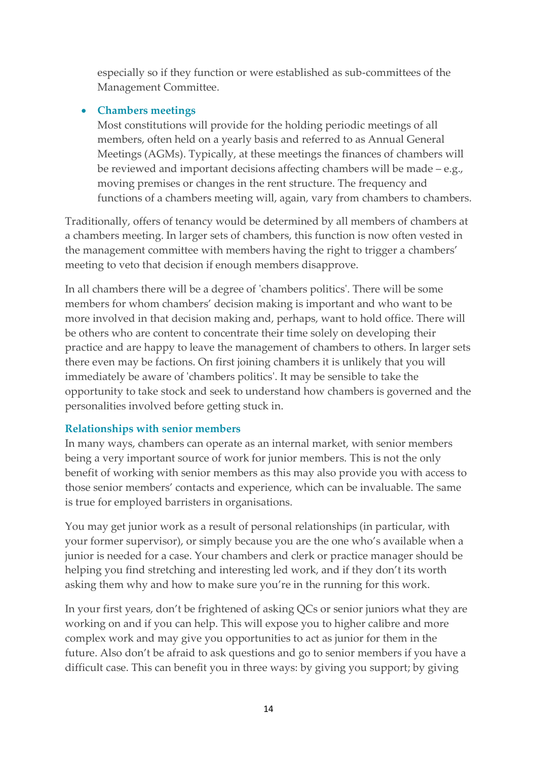especially so if they function or were established as sub-committees of the Management Committee.

- **Chambers meetings**
  Most constitutions will provide for the holding periodic meetings of all members, often held on a yearly basis and referred to as Annual General Meetings (AGMs). Typically, at these meetings the finances of chambers will be reviewed and important decisions affecting chambers will be made – e.g., moving premises or changes in the rent structure. The frequency and functions of a chambers meeting will, again, vary from chambers to chambers.

Traditionally, offers of tenancy would be determined by all members of chambers at a chambers meeting. In larger sets of chambers, this function is now often vested in the management committee with members having the right to trigger a chambers' meeting to veto that decision if enough members disapprove.

In all chambers there will be a degree of 'chambers politics'. There will be some members for whom chambers' decision making is important and who want to be more involved in that decision making and, perhaps, want to hold office. There will be others who are content to concentrate their time solely on developing their practice and are happy to leave the management of chambers to others. In larger sets there even may be factions. On first joining chambers it is unlikely that you will immediately be aware of 'chambers politics'. It may be sensible to take the opportunity to take stock and seek to understand how chambers is governed and the personalities involved before getting stuck in.

### Relationships with senior members

In many ways, chambers can operate as an internal market, with senior members being a very important source of work for junior members. This is not the only benefit of working with senior members as this may also provide you with access to those senior members' contacts and experience, which can be invaluable. The same is true for employed barristers in organisations.

You may get junior work as a result of personal relationships (in particular, with your former supervisor), or simply because you are the one who's available when a junior is needed for a case. Your chambers and clerk or practice manager should be helping you find stretching and interesting led work, and if they don't its worth asking them why and how to make sure you're in the running for this work.

In your first years, don't be frightened of asking QCs or senior juniors what they are working on and if you can help. This will expose you to higher calibre and more complex work and may give you opportunities to act as junior for them in the future. Also don't be afraid to ask questions and go to senior members if you have a difficult case. This can benefit you in three ways: by giving you support; by giving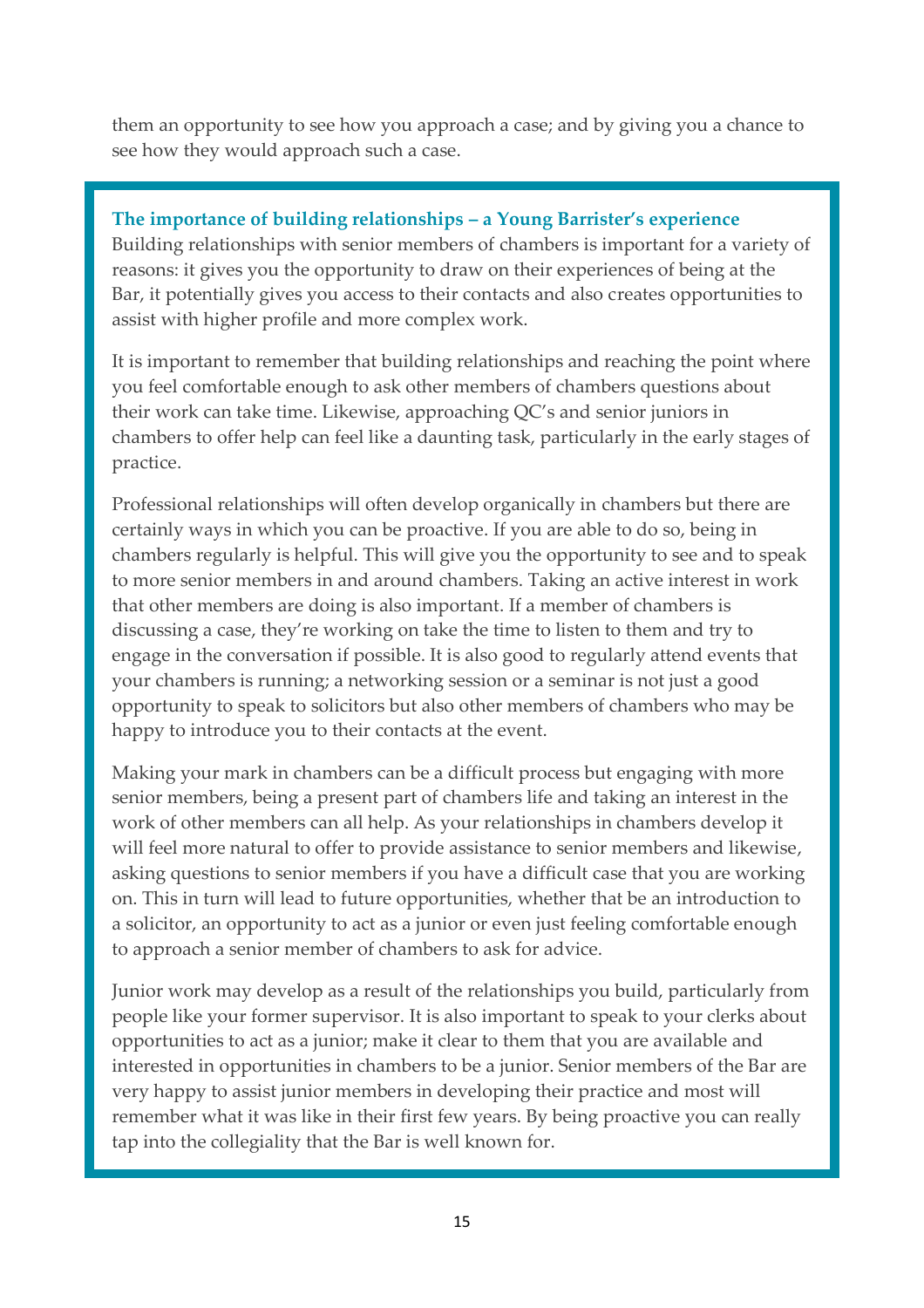them an opportunity to see how you approach a case; and by giving you a chance to see how they would approach such a case.

### The importance of building relationships – a Young Barrister's experience

Building relationships with senior members of chambers is important for a variety of reasons: it gives you the opportunity to draw on their experiences of being at the Bar, it potentially gives you access to their contacts and also creates opportunities to assist with higher profile and more complex work.

It is important to remember that building relationships and reaching the point where you feel comfortable enough to ask other members of chambers questions about their work can take time. Likewise, approaching QC's and senior juniors in chambers to offer help can feel like a daunting task, particularly in the early stages of practice.

Professional relationships will often develop organically in chambers but there are certainly ways in which you can be proactive. If you are able to do so, being in chambers regularly is helpful. This will give you the opportunity to see and to speak to more senior members in and around chambers. Taking an active interest in work that other members are doing is also important. If a member of chambers is discussing a case, they're working on take the time to listen to them and try to engage in the conversation if possible. It is also good to regularly attend events that your chambers is running; a networking session or a seminar is not just a good opportunity to speak to solicitors but also other members of chambers who may be happy to introduce you to their contacts at the event.

Making your mark in chambers can be a difficult process but engaging with more senior members, being a present part of chambers life and taking an interest in the work of other members can all help. As your relationships in chambers develop it will feel more natural to offer to provide assistance to senior members and likewise, asking questions to senior members if you have a difficult case that you are working on. This in turn will lead to future opportunities, whether that be an introduction to a solicitor, an opportunity to act as a junior or even just feeling comfortable enough to approach a senior member of chambers to ask for advice.

Junior work may develop as a result of the relationships you build, particularly from people like your former supervisor. It is also important to speak to your clerks about opportunities to act as a junior; make it clear to them that you are available and interested in opportunities in chambers to be a junior. Senior members of the Bar are very happy to assist junior members in developing their practice and most will remember what it was like in their first few years. By being proactive you can really tap into the collegiality that the Bar is well known for.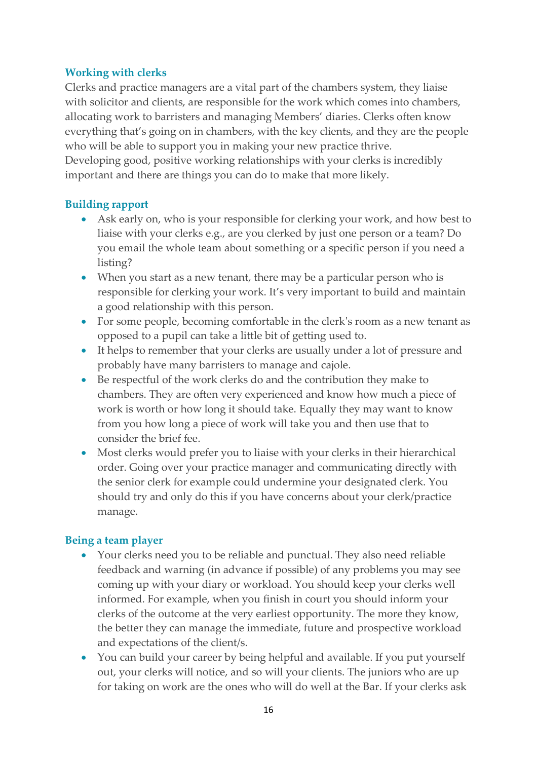### Working with clerks

Clerks and practice managers are a vital part of the chambers system, they liaise with solicitor and clients, are responsible for the work which comes into chambers, allocating work to barristers and managing Members' diaries. Clerks often know everything that's going on in chambers, with the key clients, and they are the people who will be able to support you in making your new practice thrive.
Developing good, positive working relationships with your clerks is incredibly important and there are things you can do to make that more likely.

### Building rapport

- Ask early on, who is your responsible for clerking your work, and how best to liaise with your clerks e.g., are you clerked by just one person or a team? Do you email the whole team about something or a specific person if you need a listing?
- When you start as a new tenant, there may be a particular person who is responsible for clerking your work. It's very important to build and maintain a good relationship with this person.
- For some people, becoming comfortable in the clerk's room as a new tenant as opposed to a pupil can take a little bit of getting used to.
- It helps to remember that your clerks are usually under a lot of pressure and probably have many barristers to manage and cajole.
- Be respectful of the work clerks do and the contribution they make to chambers. They are often very experienced and know how much a piece of work is worth or how long it should take. Equally they may want to know from you how long a piece of work will take you and then use that to consider the brief fee.
- Most clerks would prefer you to liaise with your clerks in their hierarchical order. Going over your practice manager and communicating directly with the senior clerk for example could undermine your designated clerk. You should try and only do this if you have concerns about your clerk/practice manage.

### Being a team player

- Your clerks need you to be reliable and punctual. They also need reliable feedback and warning (in advance if possible) of any problems you may see coming up with your diary or workload. You should keep your clerks well informed. For example, when you finish in court you should inform your clerks of the outcome at the very earliest opportunity. The more they know, the better they can manage the immediate, future and prospective workload and expectations of the client/s.
- You can build your career by being helpful and available. If you put yourself out, your clerks will notice, and so will your clients. The juniors who are up for taking on work are the ones who will do well at the Bar. If your clerks ask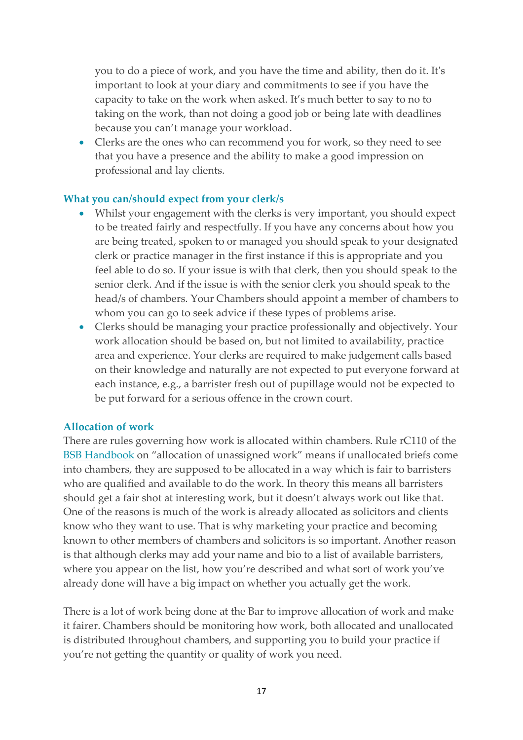you to do a piece of work, and you have the time and ability, then do it. It's important to look at your diary and commitments to see if you have the capacity to take on the work when asked. It's much better to say to no to taking on the work, than not doing a good job or being late with deadlines because you can't manage your workload.

- Clerks are the ones who can recommend you for work, so they need to see that you have a presence and the ability to make a good impression on professional and lay clients.

### What you can/should expect from your clerk/s

- Whilst your engagement with the clerks is very important, you should expect to be treated fairly and respectfully. If you have any concerns about how you are being treated, spoken to or managed you should speak to your designated clerk or practice manager in the first instance if this is appropriate and you feel able to do so. If your issue is with that clerk, then you should speak to the senior clerk. And if the issue is with the senior clerk you should speak to the head/s of chambers. Your Chambers should appoint a member of chambers to whom you can go to seek advice if these types of problems arise.
- Clerks should be managing your practice professionally and objectively. Your work allocation should be based on, but not limited to availability, practice area and experience. Your clerks are required to make judgement calls based on their knowledge and naturally are not expected to put everyone forward at each instance, e.g., a barrister fresh out of pupillage would not be expected to be put forward for a serious offence in the crown court.

### Allocation of work

There are rules governing how work is allocated within chambers. Rule rC110 of the BSB Handbook on "allocation of unassigned work" means if unallocated briefs come into chambers, they are supposed to be allocated in a way which is fair to barristers who are qualified and available to do the work. In theory this means all barristers should get a fair shot at interesting work, but it doesn't always work out like that. One of the reasons is much of the work is already allocated as solicitors and clients know who they want to use. That is why marketing your practice and becoming known to other members of chambers and solicitors is so important. Another reason is that although clerks may add your name and bio to a list of available barristers, where you appear on the list, how you're described and what sort of work you've already done will have a big impact on whether you actually get the work.

There is a lot of work being done at the Bar to improve allocation of work and make it fairer. Chambers should be monitoring how work, both allocated and unallocated is distributed throughout chambers, and supporting you to build your practice if you're not getting the quantity or quality of work you need.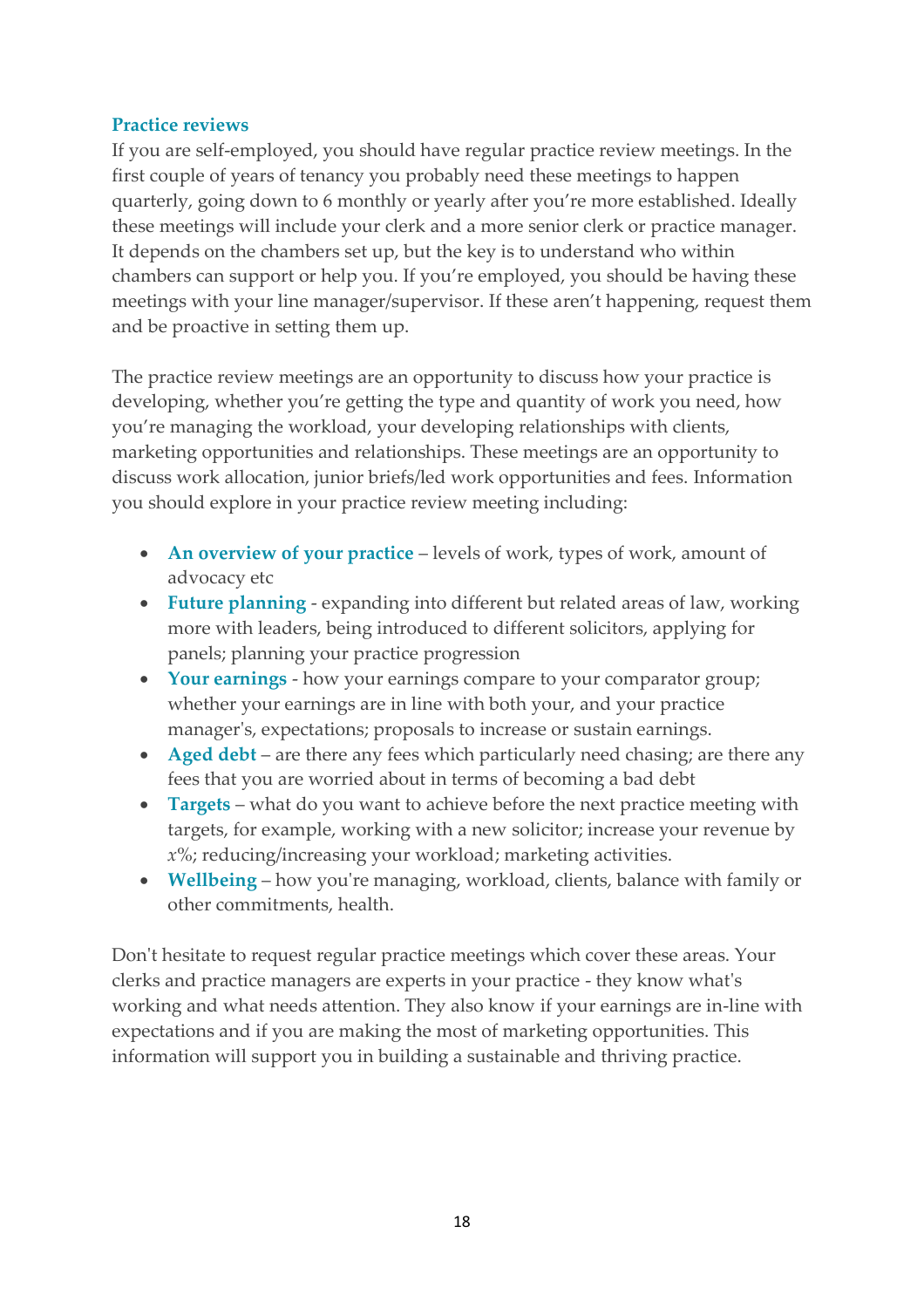### Practice reviews

If you are self-employed, you should have regular practice review meetings. In the first couple of years of tenancy you probably need these meetings to happen quarterly, going down to 6 monthly or yearly after you're more established. Ideally these meetings will include your clerk and a more senior clerk or practice manager. It depends on the chambers set up, but the key is to understand who within chambers can support or help you. If you're employed, you should be having these meetings with your line manager/supervisor. If these aren't happening, request them and be proactive in setting them up.

The practice review meetings are an opportunity to discuss how your practice is developing, whether you're getting the type and quantity of work you need, how you're managing the workload, your developing relationships with clients, marketing opportunities and relationships. These meetings are an opportunity to discuss work allocation, junior briefs/led work opportunities and fees. Information you should explore in your practice review meeting including:

- **An overview of your practice** – levels of work, types of work, amount of advocacy etc
- **Future planning** - expanding into different but related areas of law, working more with leaders, being introduced to different solicitors, applying for panels; planning your practice progression
- **Your earnings** - how your earnings compare to your comparator group; whether your earnings are in line with both your, and your practice manager's, expectations; proposals to increase or sustain earnings.
- **Aged debt** – are there any fees which particularly need chasing; are there any fees that you are worried about in terms of becoming a bad debt
- **Targets** – what do you want to achieve before the next practice meeting with targets, for example, working with a new solicitor; increase your revenue by *x*%; reducing/increasing your workload; marketing activities.
- **Wellbeing** – how you're managing, workload, clients, balance with family or other commitments, health.

Don't hesitate to request regular practice meetings which cover these areas. Your clerks and practice managers are experts in your practice - they know what's working and what needs attention. They also know if your earnings are in-line with expectations and if you are making the most of marketing opportunities. This information will support you in building a sustainable and thriving practice.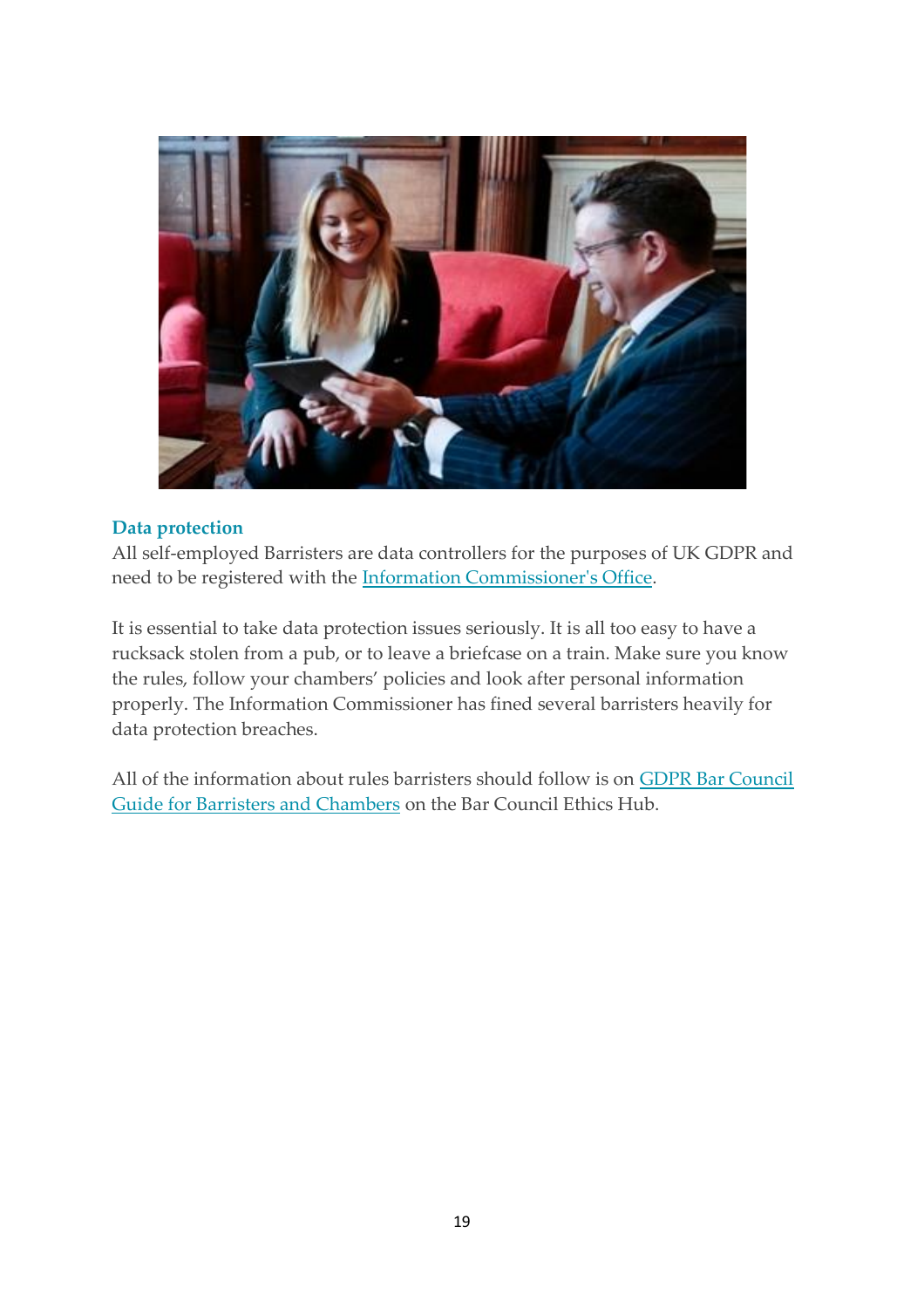### Data protection

All self-employed Barristers are data controllers for the purposes of UK GDPR and need to be registered with the Information Commissioner's Office.

It is essential to take data protection issues seriously. It is all too easy to have a rucksack stolen from a pub, or to leave a briefcase on a train. Make sure you know the rules, follow your chambers' policies and look after personal information properly. The Information Commissioner has fined several barristers heavily for data protection breaches.

All of the information about rules barristers should follow is on GDPR Bar Council Guide for Barristers and Chambers on the Bar Council Ethics Hub.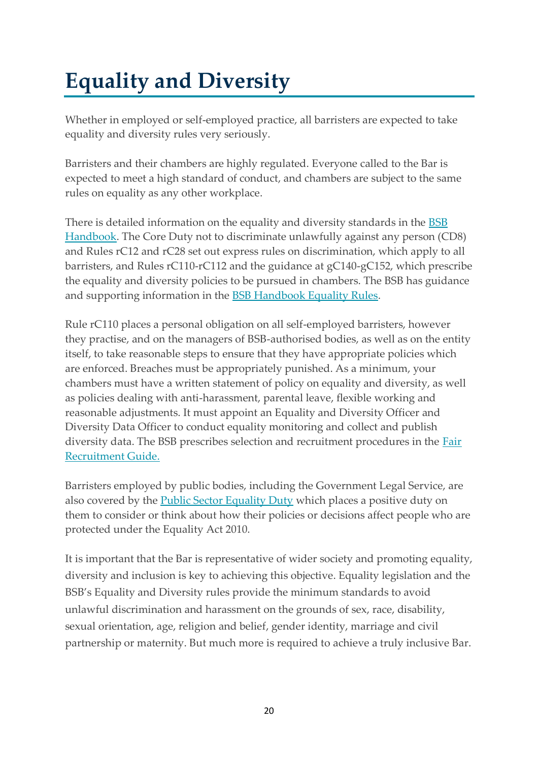# Equality and Diversity

Whether in employed or self-employed practice, all barristers are expected to take equality and diversity rules very seriously.

Barristers and their chambers are highly regulated. Everyone called to the Bar is expected to meet a high standard of conduct, and chambers are subject to the same rules on equality as any other workplace.

There is detailed information on the equality and diversity standards in the BSB Handbook. The Core Duty not to discriminate unlawfully against any person (CD8) and Rules rC12 and rC28 set out express rules on discrimination, which apply to all barristers, and Rules rC110-rC112 and the guidance at gC140-gC152, which prescribe the equality and diversity policies to be pursued in chambers. The BSB has guidance and supporting information in the BSB Handbook Equality Rules.

Rule rC110 places a personal obligation on all self-employed barristers, however they practise, and on the managers of BSB-authorised bodies, as well as on the entity itself, to take reasonable steps to ensure that they have appropriate policies which are enforced. Breaches must be appropriately punished. As a minimum, your chambers must have a written statement of policy on equality and diversity, as well as policies dealing with anti-harassment, parental leave, flexible working and reasonable adjustments. It must appoint an Equality and Diversity Officer and Diversity Data Officer to conduct equality monitoring and collect and publish diversity data. The BSB prescribes selection and recruitment procedures in the Fair Recruitment Guide.

Barristers employed by public bodies, including the Government Legal Service, are also covered by the Public Sector Equality Duty which places a positive duty on them to consider or think about how their policies or decisions affect people who are protected under the Equality Act 2010.

It is important that the Bar is representative of wider society and promoting equality, diversity and inclusion is key to achieving this objective. Equality legislation and the BSB's Equality and Diversity rules provide the minimum standards to avoid unlawful discrimination and harassment on the grounds of sex, race, disability, sexual orientation, age, religion and belief, gender identity, marriage and civil partnership or maternity. But much more is required to achieve a truly inclusive Bar.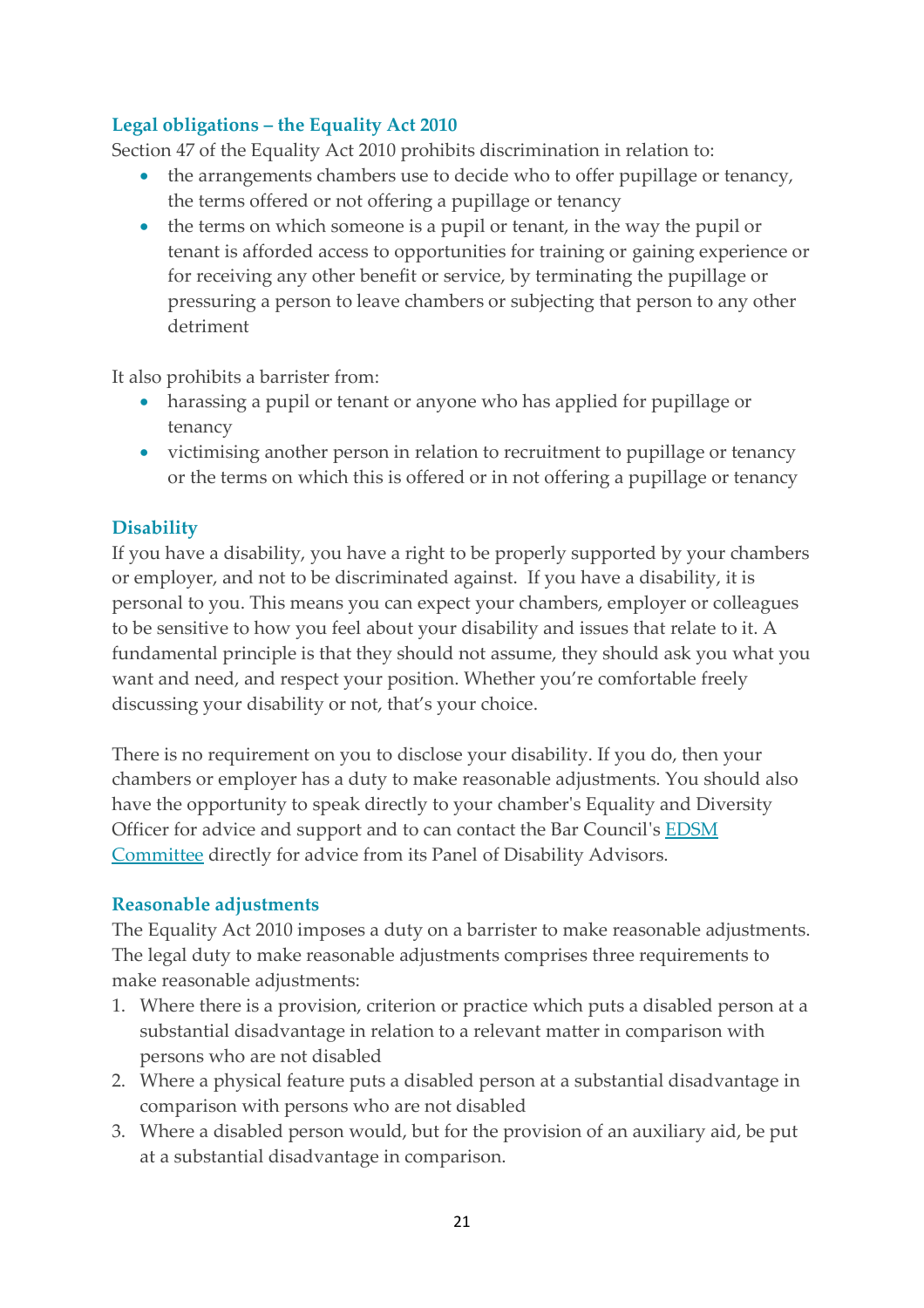### Legal obligations – the Equality Act 2010

Section 47 of the Equality Act 2010 prohibits discrimination in relation to:

- the arrangements chambers use to decide who to offer pupillage or tenancy, the terms offered or not offering a pupillage or tenancy
- the terms on which someone is a pupil or tenant, in the way the pupil or tenant is afforded access to opportunities for training or gaining experience or for receiving any other benefit or service, by terminating the pupillage or pressuring a person to leave chambers or subjecting that person to any other detriment

It also prohibits a barrister from:

- harassing a pupil or tenant or anyone who has applied for pupillage or tenancy
- victimising another person in relation to recruitment to pupillage or tenancy or the terms on which this is offered or in not offering a pupillage or tenancy

### Disability

If you have a disability, you have a right to be properly supported by your chambers or employer, and not to be discriminated against. If you have a disability, it is personal to you. This means you can expect your chambers, employer or colleagues to be sensitive to how you feel about your disability and issues that relate to it. A fundamental principle is that they should not assume, they should ask you what you want and need, and respect your position. Whether you're comfortable freely discussing your disability or not, that's your choice.

There is no requirement on you to disclose your disability. If you do, then your chambers or employer has a duty to make reasonable adjustments. You should also have the opportunity to speak directly to your chamber's Equality and Diversity Officer for advice and support and to can contact the Bar Council's [EDSM Committee] directly for advice from its Panel of Disability Advisors.

### Reasonable adjustments

The Equality Act 2010 imposes a duty on a barrister to make reasonable adjustments. The legal duty to make reasonable adjustments comprises three requirements to make reasonable adjustments:

1. Where there is a provision, criterion or practice which puts a disabled person at a substantial disadvantage in relation to a relevant matter in comparison with persons who are not disabled
2. Where a physical feature puts a disabled person at a substantial disadvantage in comparison with persons who are not disabled
3. Where a disabled person would, but for the provision of an auxiliary aid, be put at a substantial disadvantage in comparison.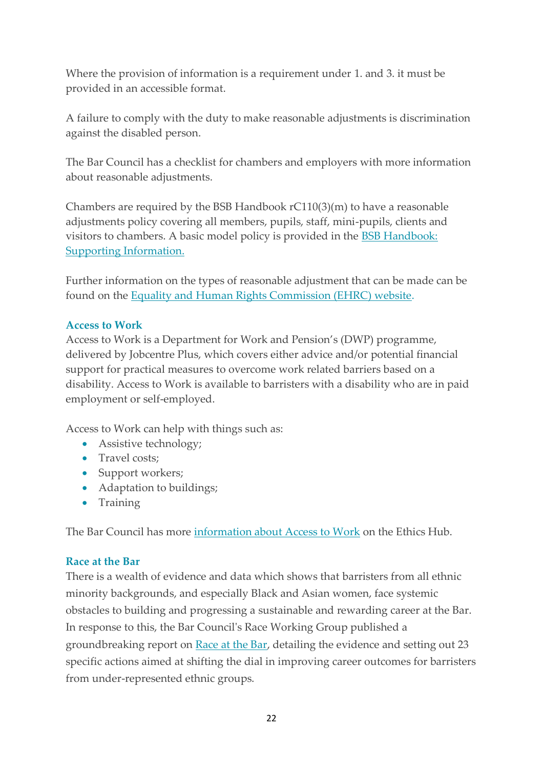Where the provision of information is a requirement under 1. and 3. it must be provided in an accessible format.

A failure to comply with the duty to make reasonable adjustments is discrimination against the disabled person.

The Bar Council has a checklist for chambers and employers with more information about reasonable adjustments.

Chambers are required by the BSB Handbook rC110(3)(m) to have a reasonable adjustments policy covering all members, pupils, staff, mini-pupils, clients and visitors to chambers. A basic model policy is provided in the [BSB Handbook: Supporting Information.]()

Further information on the types of reasonable adjustment that can be made can be found on the [Equality and Human Rights Commission (EHRC) website]().

### Access to Work

Access to Work is a Department for Work and Pension's (DWP) programme, delivered by Jobcentre Plus, which covers either advice and/or potential financial support for practical measures to overcome work related barriers based on a disability. Access to Work is available to barristers with a disability who are in paid employment or self-employed.

Access to Work can help with things such as:

- Assistive technology;
- Travel costs;
- Support workers;
- Adaptation to buildings;
- Training

The Bar Council has more [information about Access to Work]() on the Ethics Hub.

### Race at the Bar

There is a wealth of evidence and data which shows that barristers from all ethnic minority backgrounds, and especially Black and Asian women, face systemic obstacles to building and progressing a sustainable and rewarding career at the Bar. In response to this, the Bar Council's Race Working Group published a groundbreaking report on [Race at the Bar](), detailing the evidence and setting out 23 specific actions aimed at shifting the dial in improving career outcomes for barristers from under-represented ethnic groups.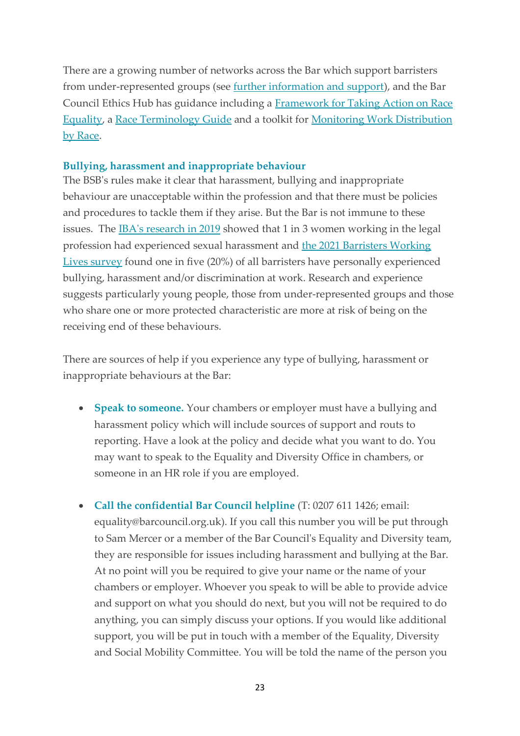There are a growing number of networks across the Bar which support barristers from under-represented groups (see further information and support), and the Bar Council Ethics Hub has guidance including a Framework for Taking Action on Race Equality, a Race Terminology Guide and a toolkit for Monitoring Work Distribution by Race.

### Bullying, harassment and inappropriate behaviour

The BSB's rules make it clear that harassment, bullying and inappropriate behaviour are unacceptable within the profession and that there must be policies and procedures to tackle them if they arise. But the Bar is not immune to these issues. The IBA's research in 2019 showed that 1 in 3 women working in the legal profession had experienced sexual harassment and the 2021 Barristers Working Lives survey found one in five (20%) of all barristers have personally experienced bullying, harassment and/or discrimination at work. Research and experience suggests particularly young people, those from under-represented groups and those who share one or more protected characteristic are more at risk of being on the receiving end of these behaviours.

There are sources of help if you experience any type of bullying, harassment or inappropriate behaviours at the Bar:

- **Speak to someone.** Your chambers or employer must have a bullying and harassment policy which will include sources of support and routs to reporting. Have a look at the policy and decide what you want to do. You may want to speak to the Equality and Diversity Office in chambers, or someone in an HR role if you are employed.

- **Call the confidential Bar Council helpline** (T: 0207 611 1426; email: equality@barcouncil.org.uk). If you call this number you will be put through to Sam Mercer or a member of the Bar Council's Equality and Diversity team, they are responsible for issues including harassment and bullying at the Bar. At no point will you be required to give your name or the name of your chambers or employer. Whoever you speak to will be able to provide advice and support on what you should do next, but you will not be required to do anything, you can simply discuss your options. If you would like additional support, you will be put in touch with a member of the Equality, Diversity and Social Mobility Committee. You will be told the name of the person you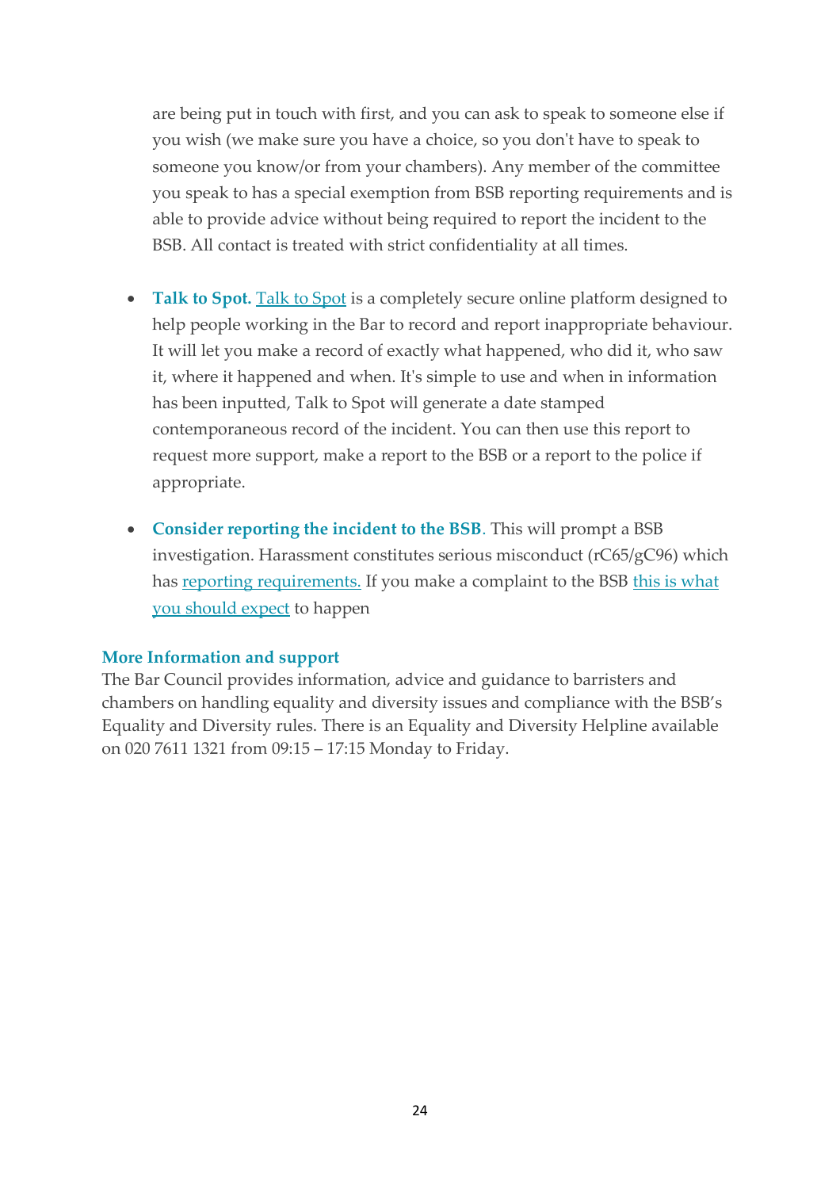are being put in touch with first, and you can ask to speak to someone else if you wish (we make sure you have a choice, so you don't have to speak to someone you know/or from your chambers). Any member of the committee you speak to has a special exemption from BSB reporting requirements and is able to provide advice without being required to report the incident to the BSB. All contact is treated with strict confidentiality at all times.

- **Talk to Spot.** Talk to Spot is a completely secure online platform designed to help people working in the Bar to record and report inappropriate behaviour. It will let you make a record of exactly what happened, who did it, who saw it, where it happened and when. It's simple to use and when in information has been inputted, Talk to Spot will generate a date stamped contemporaneous record of the incident. You can then use this report to request more support, make a report to the BSB or a report to the police if appropriate.

- **Consider reporting the incident to the BSB**. This will prompt a BSB investigation. Harassment constitutes serious misconduct (rC65/gC96) which has reporting requirements. If you make a complaint to the BSB this is what you should expect to happen

### More Information and support

The Bar Council provides information, advice and guidance to barristers and chambers on handling equality and diversity issues and compliance with the BSB's Equality and Diversity rules. There is an Equality and Diversity Helpline available on 020 7611 1321 from 09:15 – 17:15 Monday to Friday.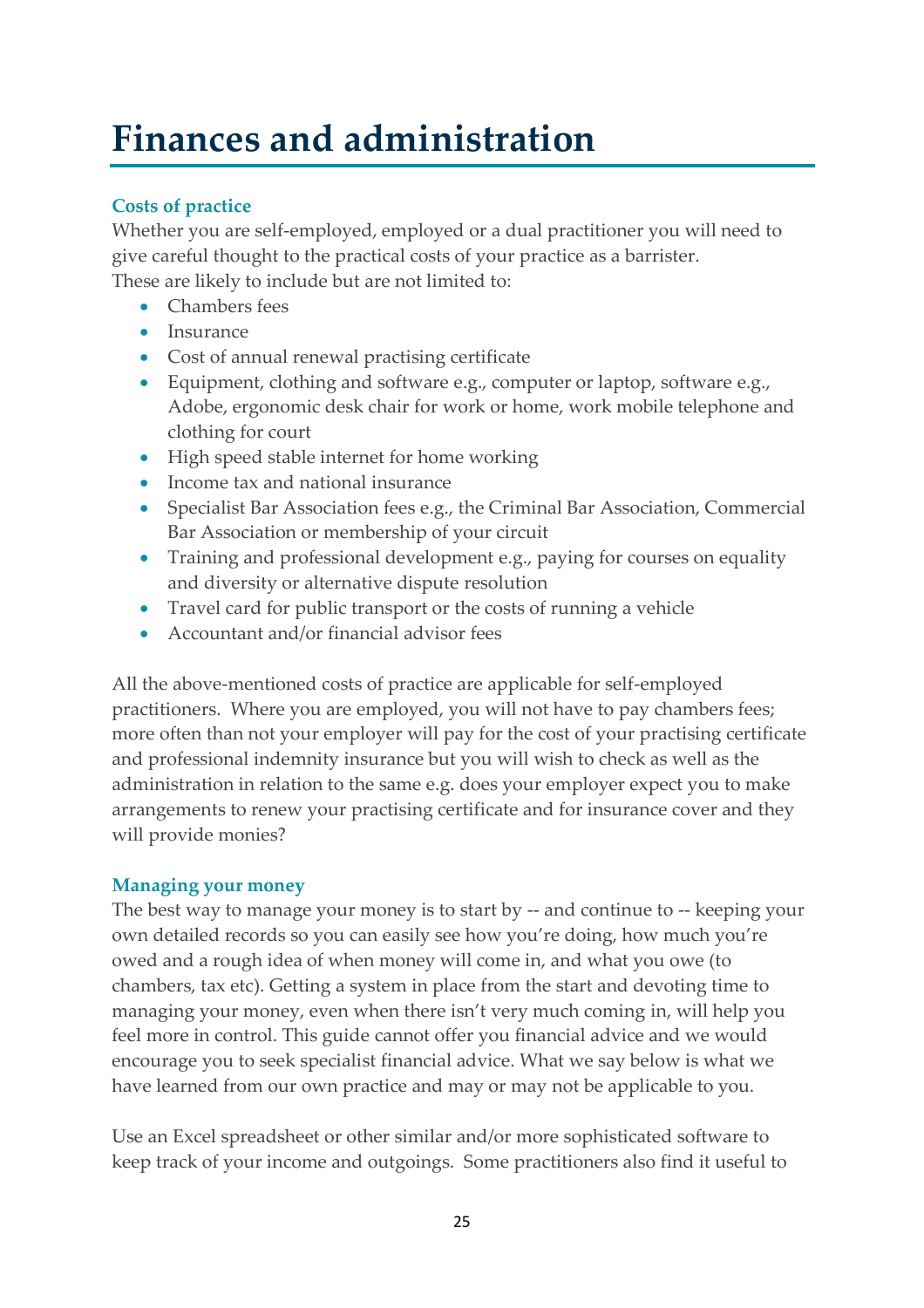# Finances and administration

### Costs of practice

Whether you are self-employed, employed or a dual practitioner you will need to give careful thought to the practical costs of your practice as a barrister. These are likely to include but are not limited to:

- Chambers fees
- Insurance
- Cost of annual renewal practising certificate
- Equipment, clothing and software e.g., computer or laptop, software e.g., Adobe, ergonomic desk chair for work or home, work mobile telephone and clothing for court
- High speed stable internet for home working
- Income tax and national insurance
- Specialist Bar Association fees e.g., the Criminal Bar Association, Commercial Bar Association or membership of your circuit
- Training and professional development e.g., paying for courses on equality and diversity or alternative dispute resolution
- Travel card for public transport or the costs of running a vehicle
- Accountant and/or financial advisor fees

All the above-mentioned costs of practice are applicable for self-employed practitioners. Where you are employed, you will not have to pay chambers fees; more often than not your employer will pay for the cost of your practising certificate and professional indemnity insurance but you will wish to check as well as the administration in relation to the same e.g. does your employer expect you to make arrangements to renew your practising certificate and for insurance cover and they will provide monies?

### Managing your money

The best way to manage your money is to start by -- and continue to -- keeping your own detailed records so you can easily see how you're doing, how much you're owed and a rough idea of when money will come in, and what you owe (to chambers, tax etc). Getting a system in place from the start and devoting time to managing your money, even when there isn't very much coming in, will help you feel more in control. This guide cannot offer you financial advice and we would encourage you to seek specialist financial advice. What we say below is what we have learned from our own practice and may or may not be applicable to you.

Use an Excel spreadsheet or other similar and/or more sophisticated software to keep track of your income and outgoings. Some practitioners also find it useful to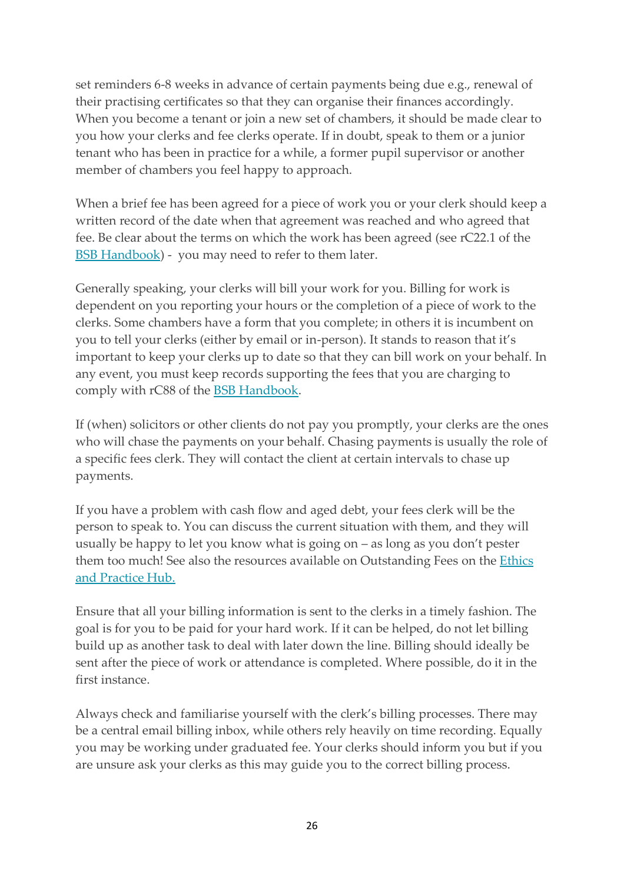set reminders 6-8 weeks in advance of certain payments being due e.g., renewal of their practising certificates so that they can organise their finances accordingly. When you become a tenant or join a new set of chambers, it should be made clear to you how your clerks and fee clerks operate. If in doubt, speak to them or a junior tenant who has been in practice for a while, a former pupil supervisor or another member of chambers you feel happy to approach.

When a brief fee has been agreed for a piece of work you or your clerk should keep a written record of the date when that agreement was reached and who agreed that fee. Be clear about the terms on which the work has been agreed (see rC22.1 of the [BSB Handbook]) - you may need to refer to them later.

Generally speaking, your clerks will bill your work for you. Billing for work is dependent on you reporting your hours or the completion of a piece of work to the clerks. Some chambers have a form that you complete; in others it is incumbent on you to tell your clerks (either by email or in-person). It stands to reason that it's important to keep your clerks up to date so that they can bill work on your behalf. In any event, you must keep records supporting the fees that you are charging to comply with rC88 of the [BSB Handbook].

If (when) solicitors or other clients do not pay you promptly, your clerks are the ones who will chase the payments on your behalf. Chasing payments is usually the role of a specific fees clerk. They will contact the client at certain intervals to chase up payments.

If you have a problem with cash flow and aged debt, your fees clerk will be the person to speak to. You can discuss the current situation with them, and they will usually be happy to let you know what is going on – as long as you don't pester them too much! See also the resources available on Outstanding Fees on the [Ethics and Practice Hub.]

Ensure that all your billing information is sent to the clerks in a timely fashion. The goal is for you to be paid for your hard work. If it can be helped, do not let billing build up as another task to deal with later down the line. Billing should ideally be sent after the piece of work or attendance is completed. Where possible, do it in the first instance.

Always check and familiarise yourself with the clerk's billing processes. There may be a central email billing inbox, while others rely heavily on time recording. Equally you may be working under graduated fee. Your clerks should inform you but if you are unsure ask your clerks as this may guide you to the correct billing process.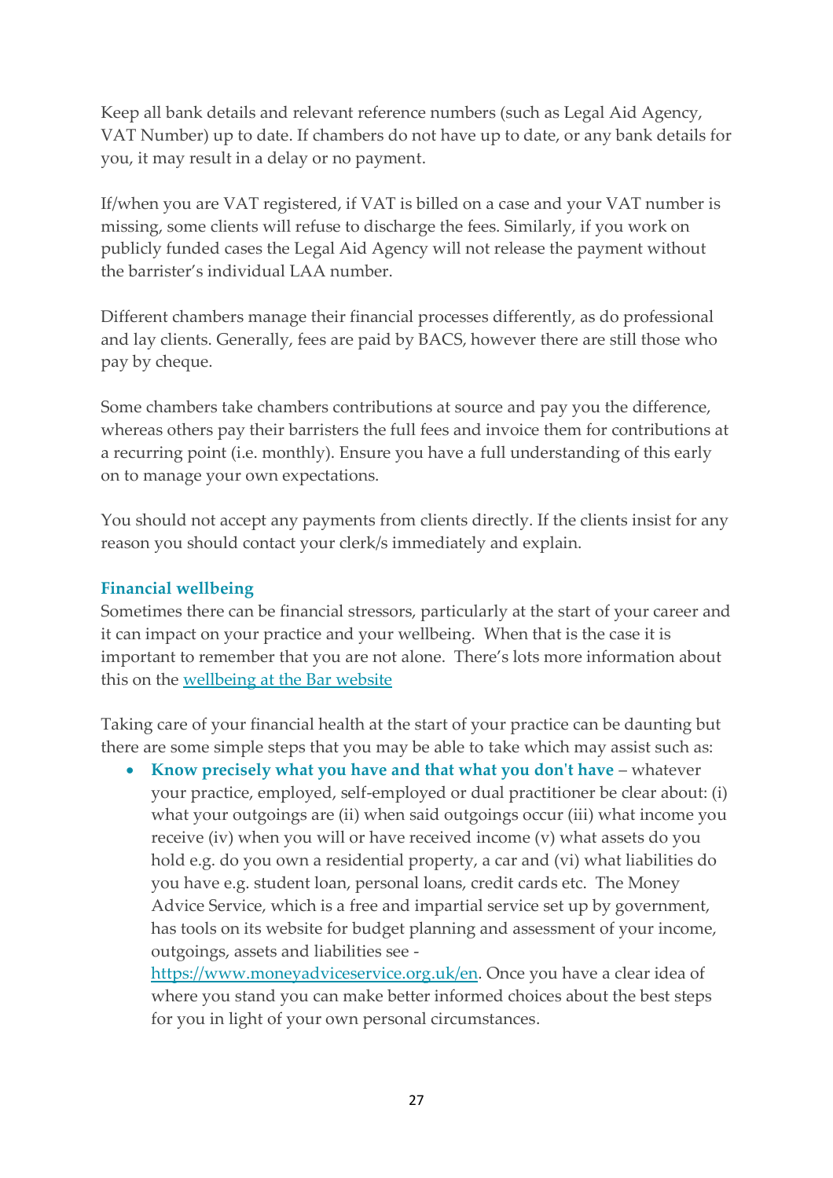Keep all bank details and relevant reference numbers (such as Legal Aid Agency, VAT Number) up to date. If chambers do not have up to date, or any bank details for you, it may result in a delay or no payment.

If/when you are VAT registered, if VAT is billed on a case and your VAT number is missing, some clients will refuse to discharge the fees. Similarly, if you work on publicly funded cases the Legal Aid Agency will not release the payment without the barrister's individual LAA number.

Different chambers manage their financial processes differently, as do professional and lay clients. Generally, fees are paid by BACS, however there are still those who pay by cheque.

Some chambers take chambers contributions at source and pay you the difference, whereas others pay their barristers the full fees and invoice them for contributions at a recurring point (i.e. monthly). Ensure you have a full understanding of this early on to manage your own expectations.

You should not accept any payments from clients directly. If the clients insist for any reason you should contact your clerk/s immediately and explain.

### Financial wellbeing

Sometimes there can be financial stressors, particularly at the start of your career and it can impact on your practice and your wellbeing. When that is the case it is important to remember that you are not alone. There's lots more information about this on the [wellbeing at the Bar website]()

Taking care of your financial health at the start of your practice can be daunting but there are some simple steps that you may be able to take which may assist such as:

- **Know precisely what you have and that what you don't have** – whatever your practice, employed, self-employed or dual practitioner be clear about: (i) what your outgoings are (ii) when said outgoings occur (iii) what income you receive (iv) when you will or have received income (v) what assets do you hold e.g. do you own a residential property, a car and (vi) what liabilities do you have e.g. student loan, personal loans, credit cards etc. The Money Advice Service, which is a free and impartial service set up by government, has tools on its website for budget planning and assessment of your income, outgoings, assets and liabilities see - [https://www.moneyadviceservice.org.uk/en](https://www.moneyadviceservice.org.uk/en). Once you have a clear idea of where you stand you can make better informed choices about the best steps for you in light of your own personal circumstances.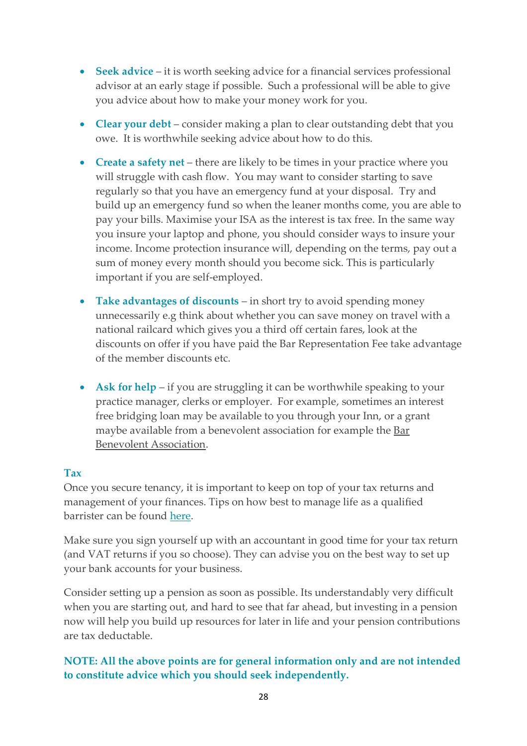- **Seek advice** – it is worth seeking advice for a financial services professional advisor at an early stage if possible. Such a professional will be able to give you advice about how to make your money work for you.

- **Clear your debt** – consider making a plan to clear outstanding debt that you owe. It is worthwhile seeking advice about how to do this.

- **Create a safety net** – there are likely to be times in your practice where you will struggle with cash flow. You may want to consider starting to save regularly so that you have an emergency fund at your disposal. Try and build up an emergency fund so when the leaner months come, you are able to pay your bills. Maximise your ISA as the interest is tax free. In the same way you insure your laptop and phone, you should consider ways to insure your income. Income protection insurance will, depending on the terms, pay out a sum of money every month should you become sick. This is particularly important if you are self-employed.

- **Take advantages of discounts** – in short try to avoid spending money unnecessarily e.g think about whether you can save money on travel with a national railcard which gives you a third off certain fares, look at the discounts on offer if you have paid the Bar Representation Fee take advantage of the member discounts etc.

- **Ask for help** – if you are struggling it can be worthwhile speaking to your practice manager, clerks or employer. For example, sometimes an interest free bridging loan may be available to you through your Inn, or a grant maybe available from a benevolent association for example the Bar Benevolent Association.

### Tax

Once you secure tenancy, it is important to keep on top of your tax returns and management of your finances. Tips on how best to manage life as a qualified barrister can be found here.

Make sure you sign yourself up with an accountant in good time for your tax return (and VAT returns if you so choose). They can advise you on the best way to set up your bank accounts for your business.

Consider setting up a pension as soon as possible. Its understandably very difficult when you are starting out, and hard to see that far ahead, but investing in a pension now will help you build up resources for later in life and your pension contributions are tax deductable.

**NOTE: All the above points are for general information only and are not intended to constitute advice which you should seek independently.**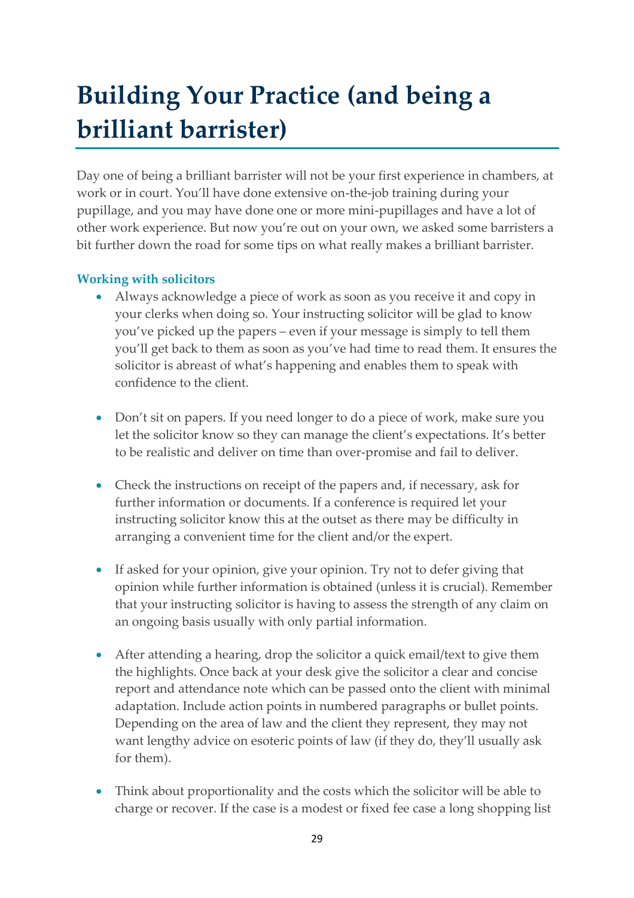# Building Your Practice (and being a brilliant barrister)

Day one of being a brilliant barrister will not be your first experience in chambers, at work or in court. You'll have done extensive on-the-job training during your pupillage, and you may have done one or more mini-pupillages and have a lot of other work experience. But now you're out on your own, we asked some barristers a bit further down the road for some tips on what really makes a brilliant barrister.

### Working with solicitors

- Always acknowledge a piece of work as soon as you receive it and copy in your clerks when doing so. Your instructing solicitor will be glad to know you've picked up the papers – even if your message is simply to tell them you'll get back to them as soon as you've had time to read them. It ensures the solicitor is abreast of what's happening and enables them to speak with confidence to the client.

- Don't sit on papers. If you need longer to do a piece of work, make sure you let the solicitor know so they can manage the client's expectations. It's better to be realistic and deliver on time than over-promise and fail to deliver.

- Check the instructions on receipt of the papers and, if necessary, ask for further information or documents. If a conference is required let your instructing solicitor know this at the outset as there may be difficulty in arranging a convenient time for the client and/or the expert.

- If asked for your opinion, give your opinion. Try not to defer giving that opinion while further information is obtained (unless it is crucial). Remember that your instructing solicitor is having to assess the strength of any claim on an ongoing basis usually with only partial information.

- After attending a hearing, drop the solicitor a quick email/text to give them the highlights. Once back at your desk give the solicitor a clear and concise report and attendance note which can be passed onto the client with minimal adaptation. Include action points in numbered paragraphs or bullet points. Depending on the area of law and the client they represent, they may not want lengthy advice on esoteric points of law (if they do, they'll usually ask for them).

- Think about proportionality and the costs which the solicitor will be able to charge or recover. If the case is a modest or fixed fee case a long shopping list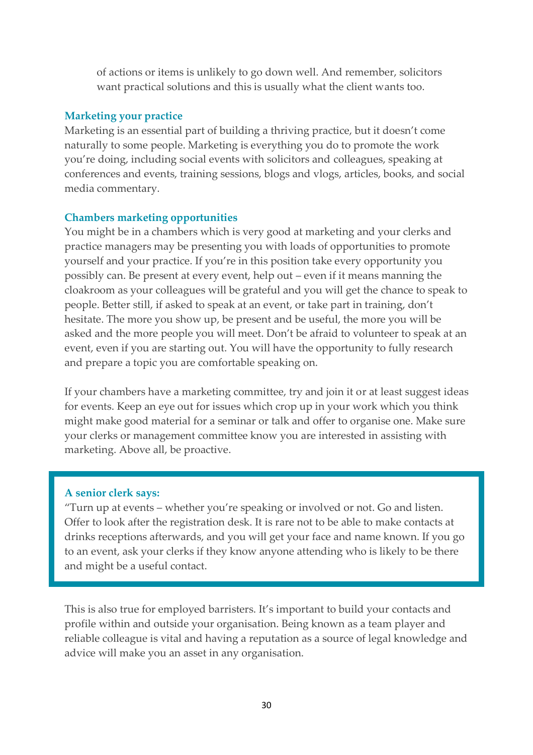of actions or items is unlikely to go down well. And remember, solicitors want practical solutions and this is usually what the client wants too.

### Marketing your practice

Marketing is an essential part of building a thriving practice, but it doesn't come naturally to some people. Marketing is everything you do to promote the work you're doing, including social events with solicitors and colleagues, speaking at conferences and events, training sessions, blogs and vlogs, articles, books, and social media commentary.

### Chambers marketing opportunities

You might be in a chambers which is very good at marketing and your clerks and practice managers may be presenting you with loads of opportunities to promote yourself and your practice. If you're in this position take every opportunity you possibly can. Be present at every event, help out – even if it means manning the cloakroom as your colleagues will be grateful and you will get the chance to speak to people. Better still, if asked to speak at an event, or take part in training, don't hesitate. The more you show up, be present and be useful, the more you will be asked and the more people you will meet. Don't be afraid to volunteer to speak at an event, even if you are starting out. You will have the opportunity to fully research and prepare a topic you are comfortable speaking on.

If your chambers have a marketing committee, try and join it or at least suggest ideas for events. Keep an eye out for issues which crop up in your work which you think might make good material for a seminar or talk and offer to organise one. Make sure your clerks or management committee know you are interested in assisting with marketing. Above all, be proactive.

> **A senior clerk says:**
> "Turn up at events – whether you're speaking or involved or not. Go and listen. Offer to look after the registration desk. It is rare not to be able to make contacts at drinks receptions afterwards, and you will get your face and name known. If you go to an event, ask your clerks if they know anyone attending who is likely to be there and might be a useful contact.

This is also true for employed barristers. It's important to build your contacts and profile within and outside your organisation. Being known as a team player and reliable colleague is vital and having a reputation as a source of legal knowledge and advice will make you an asset in any organisation.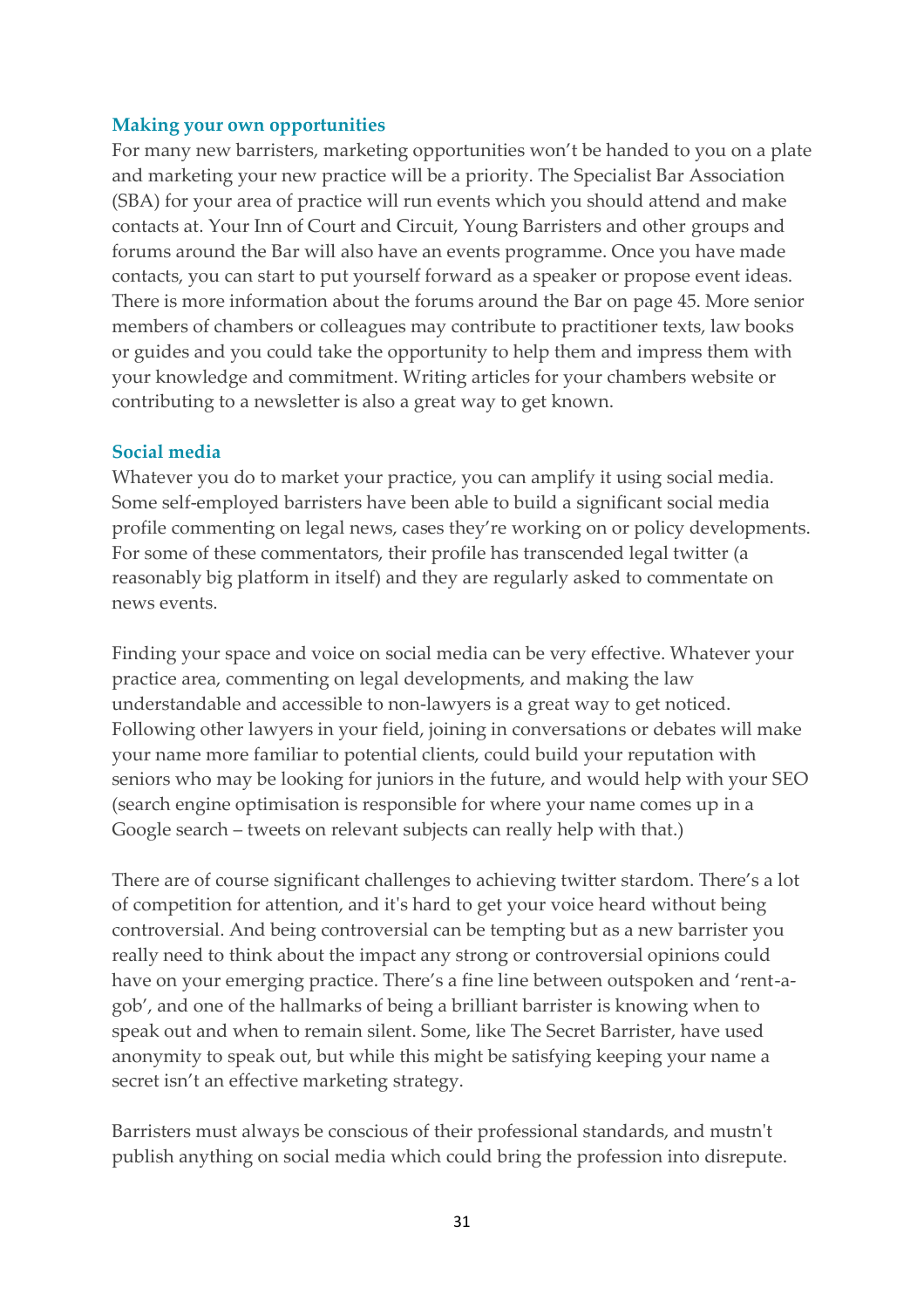### Making your own opportunities

For many new barristers, marketing opportunities won't be handed to you on a plate and marketing your new practice will be a priority. The Specialist Bar Association (SBA) for your area of practice will run events which you should attend and make contacts at. Your Inn of Court and Circuit, Young Barristers and other groups and forums around the Bar will also have an events programme. Once you have made contacts, you can start to put yourself forward as a speaker or propose event ideas. There is more information about the forums around the Bar on page 45. More senior members of chambers or colleagues may contribute to practitioner texts, law books or guides and you could take the opportunity to help them and impress them with your knowledge and commitment. Writing articles for your chambers website or contributing to a newsletter is also a great way to get known.

### Social media

Whatever you do to market your practice, you can amplify it using social media. Some self-employed barristers have been able to build a significant social media profile commenting on legal news, cases they're working on or policy developments. For some of these commentators, their profile has transcended legal twitter (a reasonably big platform in itself) and they are regularly asked to commentate on news events.

Finding your space and voice on social media can be very effective. Whatever your practice area, commenting on legal developments, and making the law understandable and accessible to non-lawyers is a great way to get noticed. Following other lawyers in your field, joining in conversations or debates will make your name more familiar to potential clients, could build your reputation with seniors who may be looking for juniors in the future, and would help with your SEO (search engine optimisation is responsible for where your name comes up in a Google search – tweets on relevant subjects can really help with that.)

There are of course significant challenges to achieving twitter stardom. There's a lot of competition for attention, and it's hard to get your voice heard without being controversial. And being controversial can be tempting but as a new barrister you really need to think about the impact any strong or controversial opinions could have on your emerging practice. There's a fine line between outspoken and 'rent-a-gob', and one of the hallmarks of being a brilliant barrister is knowing when to speak out and when to remain silent. Some, like The Secret Barrister, have used anonymity to speak out, but while this might be satisfying keeping your name a secret isn't an effective marketing strategy.

Barristers must always be conscious of their professional standards, and mustn't publish anything on social media which could bring the profession into disrepute.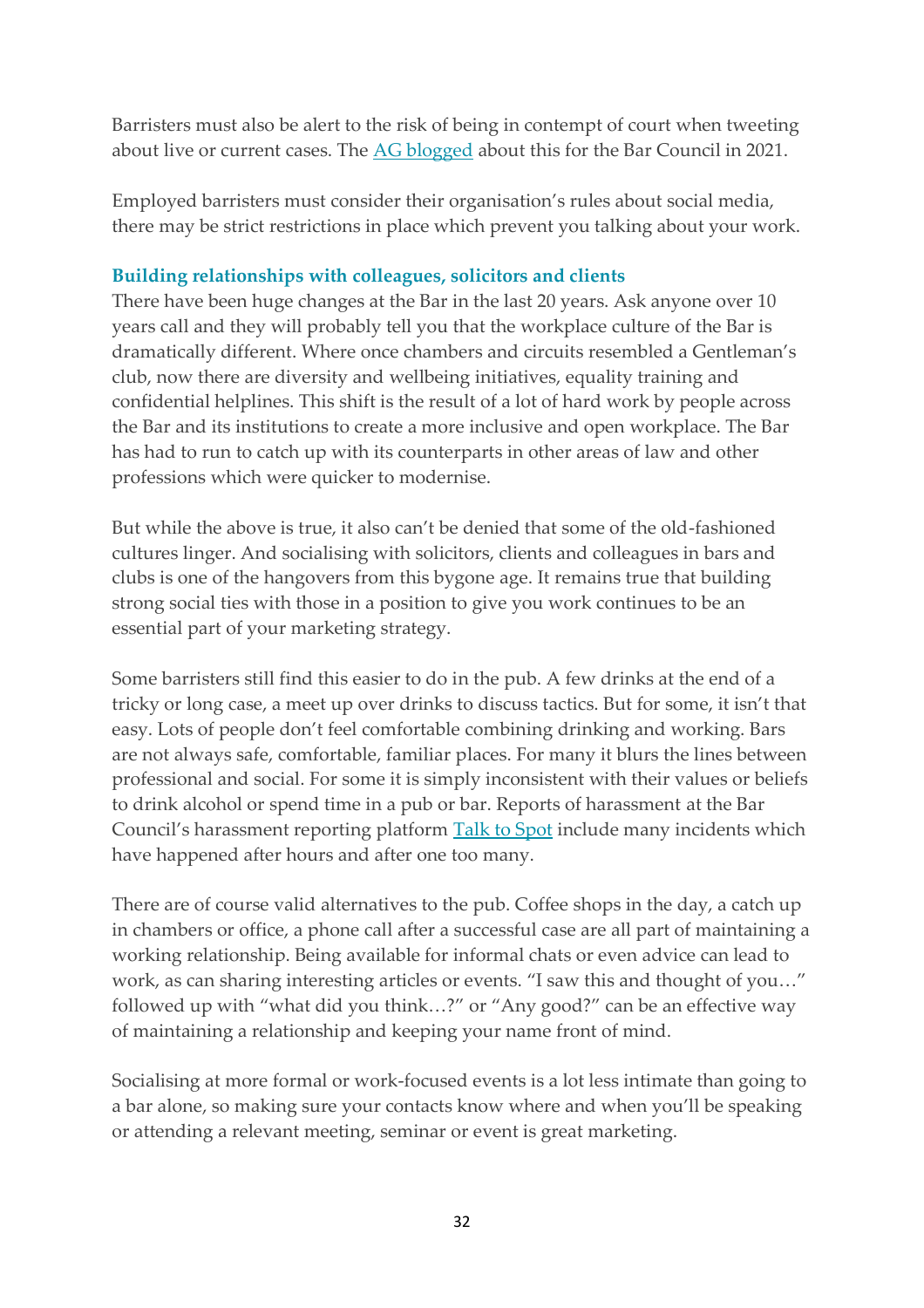Barristers must also be alert to the risk of being in contempt of court when tweeting about live or current cases. The [AG blogged] about this for the Bar Council in 2021.

Employed barristers must consider their organisation's rules about social media, there may be strict restrictions in place which prevent you talking about your work.

### Building relationships with colleagues, solicitors and clients

There have been huge changes at the Bar in the last 20 years. Ask anyone over 10 years call and they will probably tell you that the workplace culture of the Bar is dramatically different. Where once chambers and circuits resembled a Gentleman's club, now there are diversity and wellbeing initiatives, equality training and confidential helplines. This shift is the result of a lot of hard work by people across the Bar and its institutions to create a more inclusive and open workplace. The Bar has had to run to catch up with its counterparts in other areas of law and other professions which were quicker to modernise.

But while the above is true, it also can't be denied that some of the old-fashioned cultures linger. And socialising with solicitors, clients and colleagues in bars and clubs is one of the hangovers from this bygone age. It remains true that building strong social ties with those in a position to give you work continues to be an essential part of your marketing strategy.

Some barristers still find this easier to do in the pub. A few drinks at the end of a tricky or long case, a meet up over drinks to discuss tactics. But for some, it isn't that easy. Lots of people don't feel comfortable combining drinking and working. Bars are not always safe, comfortable, familiar places. For many it blurs the lines between professional and social. For some it is simply inconsistent with their values or beliefs to drink alcohol or spend time in a pub or bar. Reports of harassment at the Bar Council's harassment reporting platform [Talk to Spot] include many incidents which have happened after hours and after one too many.

There are of course valid alternatives to the pub. Coffee shops in the day, a catch up in chambers or office, a phone call after a successful case are all part of maintaining a working relationship. Being available for informal chats or even advice can lead to work, as can sharing interesting articles or events. "I saw this and thought of you…" followed up with "what did you think…?" or "Any good?" can be an effective way of maintaining a relationship and keeping your name front of mind.

Socialising at more formal or work-focused events is a lot less intimate than going to a bar alone, so making sure your contacts know where and when you'll be speaking or attending a relevant meeting, seminar or event is great marketing.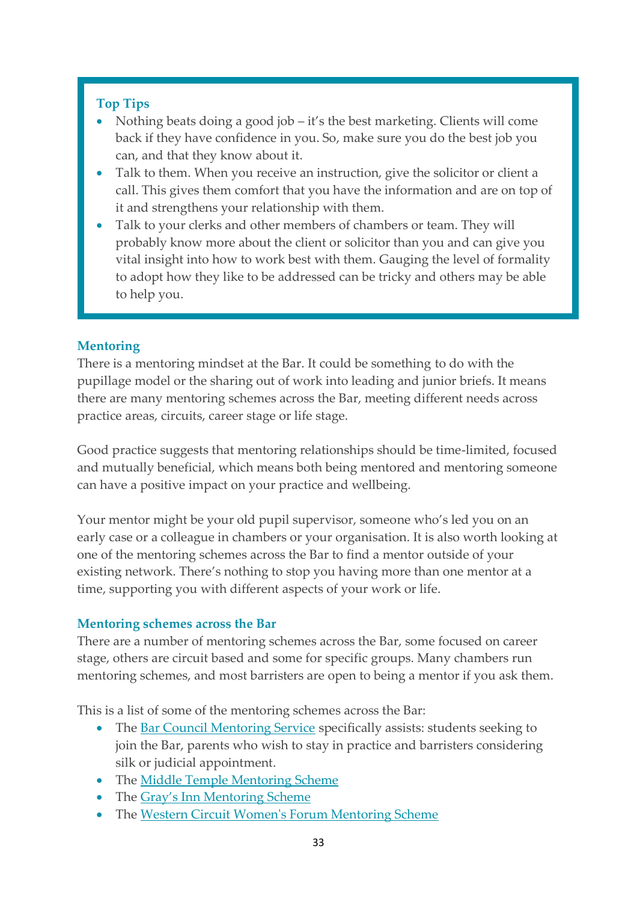### Top Tips

- Nothing beats doing a good job – it's the best marketing. Clients will come back if they have confidence in you. So, make sure you do the best job you can, and that they know about it.
- Talk to them. When you receive an instruction, give the solicitor or client a call. This gives them comfort that you have the information and are on top of it and strengthens your relationship with them.
- Talk to your clerks and other members of chambers or team. They will probably know more about the client or solicitor than you and can give you vital insight into how to work best with them. Gauging the level of formality to adopt how they like to be addressed can be tricky and others may be able to help you.

### Mentoring

There is a mentoring mindset at the Bar. It could be something to do with the pupillage model or the sharing out of work into leading and junior briefs. It means there are many mentoring schemes across the Bar, meeting different needs across practice areas, circuits, career stage or life stage.

Good practice suggests that mentoring relationships should be time-limited, focused and mutually beneficial, which means both being mentored and mentoring someone can have a positive impact on your practice and wellbeing.

Your mentor might be your old pupil supervisor, someone who's led you on an early case or a colleague in chambers or your organisation. It is also worth looking at one of the mentoring schemes across the Bar to find a mentor outside of your existing network. There's nothing to stop you having more than one mentor at a time, supporting you with different aspects of your work or life.

### Mentoring schemes across the Bar

There are a number of mentoring schemes across the Bar, some focused on career stage, others are circuit based and some for specific groups. Many chambers run mentoring schemes, and most barristers are open to being a mentor if you ask them.

This is a list of some of the mentoring schemes across the Bar:

- The Bar Council Mentoring Service specifically assists: students seeking to join the Bar, parents who wish to stay in practice and barristers considering silk or judicial appointment.
- The Middle Temple Mentoring Scheme
- The Gray's Inn Mentoring Scheme
- The Western Circuit Women's Forum Mentoring Scheme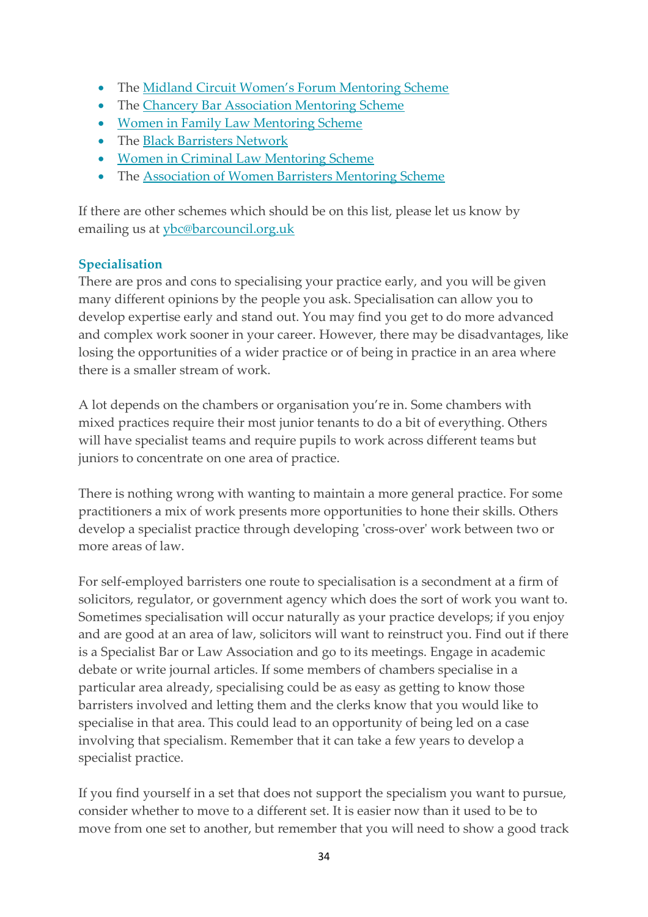- The Midland Circuit Women's Forum Mentoring Scheme
- The Chancery Bar Association Mentoring Scheme
- Women in Family Law Mentoring Scheme
- The Black Barristers Network
- Women in Criminal Law Mentoring Scheme
- The Association of Women Barristers Mentoring Scheme

If there are other schemes which should be on this list, please let us know by emailing us at ybc@barcouncil.org.uk

## Specialisation

There are pros and cons to specialising your practice early, and you will be given many different opinions by the people you ask. Specialisation can allow you to develop expertise early and stand out. You may find you get to do more advanced and complex work sooner in your career. However, there may be disadvantages, like losing the opportunities of a wider practice or of being in practice in an area where there is a smaller stream of work.

A lot depends on the chambers or organisation you're in. Some chambers with mixed practices require their most junior tenants to do a bit of everything. Others will have specialist teams and require pupils to work across different teams but juniors to concentrate on one area of practice.

There is nothing wrong with wanting to maintain a more general practice. For some practitioners a mix of work presents more opportunities to hone their skills. Others develop a specialist practice through developing 'cross-over' work between two or more areas of law.

For self-employed barristers one route to specialisation is a secondment at a firm of solicitors, regulator, or government agency which does the sort of work you want to. Sometimes specialisation will occur naturally as your practice develops; if you enjoy and are good at an area of law, solicitors will want to reinstruct you. Find out if there is a Specialist Bar or Law Association and go to its meetings. Engage in academic debate or write journal articles. If some members of chambers specialise in a particular area already, specialising could be as easy as getting to know those barristers involved and letting them and the clerks know that you would like to specialise in that area. This could lead to an opportunity of being led on a case involving that specialism. Remember that it can take a few years to develop a specialist practice.

If you find yourself in a set that does not support the specialism you want to pursue, consider whether to move to a different set. It is easier now than it used to be to move from one set to another, but remember that you will need to show a good track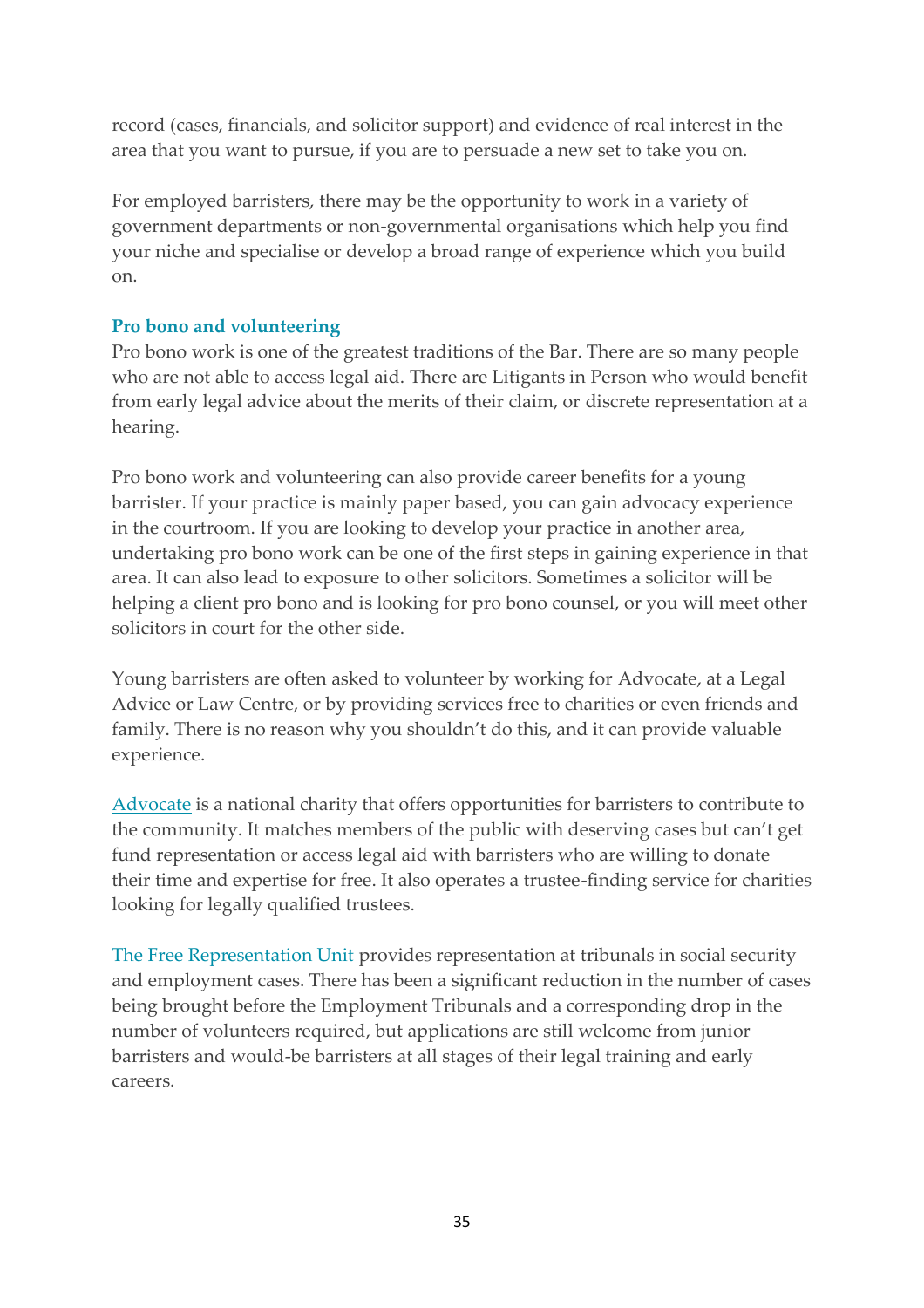record (cases, financials, and solicitor support) and evidence of real interest in the area that you want to pursue, if you are to persuade a new set to take you on.

For employed barristers, there may be the opportunity to work in a variety of government departments or non-governmental organisations which help you find your niche and specialise or develop a broad range of experience which you build on.

### Pro bono and volunteering

Pro bono work is one of the greatest traditions of the Bar. There are so many people who are not able to access legal aid. There are Litigants in Person who would benefit from early legal advice about the merits of their claim, or discrete representation at a hearing.

Pro bono work and volunteering can also provide career benefits for a young barrister. If your practice is mainly paper based, you can gain advocacy experience in the courtroom. If you are looking to develop your practice in another area, undertaking pro bono work can be one of the first steps in gaining experience in that area. It can also lead to exposure to other solicitors. Sometimes a solicitor will be helping a client pro bono and is looking for pro bono counsel, or you will meet other solicitors in court for the other side.

Young barristers are often asked to volunteer by working for Advocate, at a Legal Advice or Law Centre, or by providing services free to charities or even friends and family. There is no reason why you shouldn't do this, and it can provide valuable experience.

Advocate is a national charity that offers opportunities for barristers to contribute to the community. It matches members of the public with deserving cases but can't get fund representation or access legal aid with barristers who are willing to donate their time and expertise for free. It also operates a trustee-finding service for charities looking for legally qualified trustees.

The Free Representation Unit provides representation at tribunals in social security and employment cases. There has been a significant reduction in the number of cases being brought before the Employment Tribunals and a corresponding drop in the number of volunteers required, but applications are still welcome from junior barristers and would-be barristers at all stages of their legal training and early careers.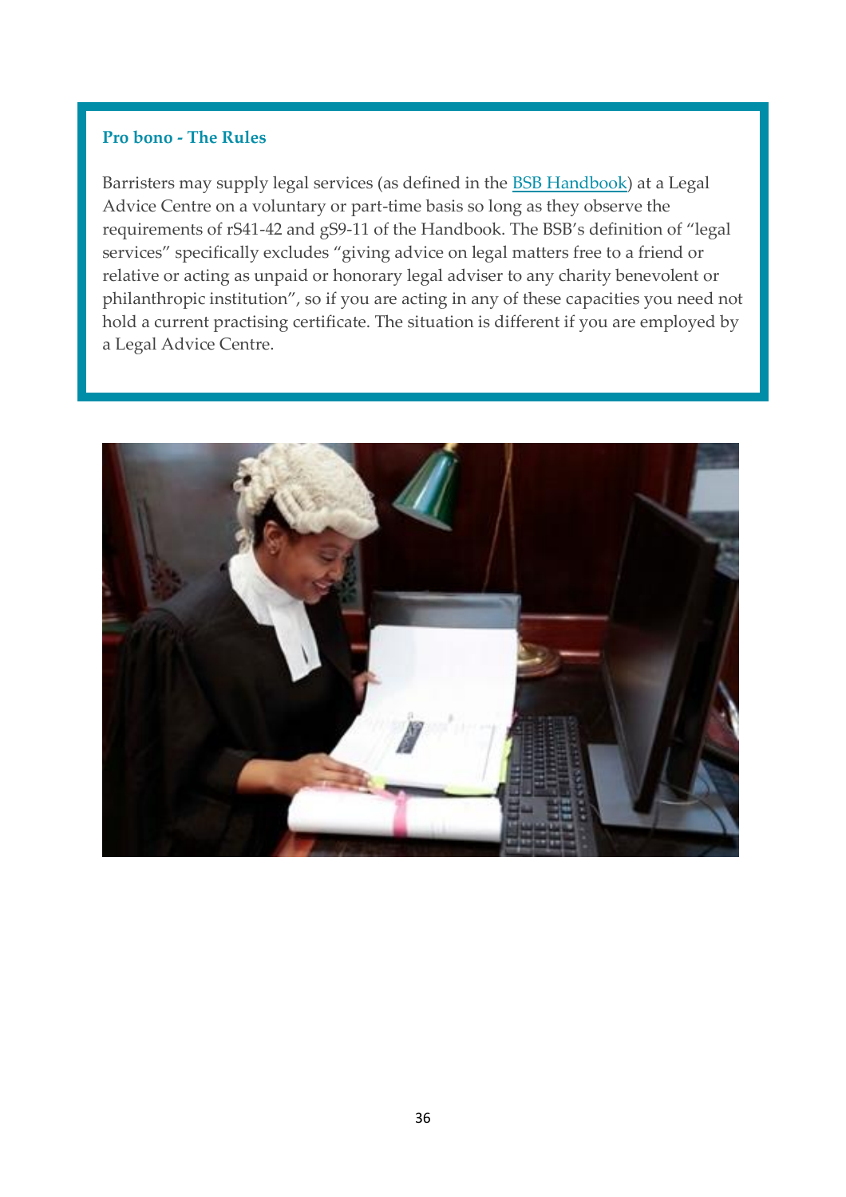### Pro bono - The Rules

Barristers may supply legal services (as defined in the [BSB Handbook](BSB Handbook)) at a Legal Advice Centre on a voluntary or part-time basis so long as they observe the requirements of rS41-42 and gS9-11 of the Handbook. The BSB's definition of "legal services" specifically excludes "giving advice on legal matters free to a friend or relative or acting as unpaid or honorary legal adviser to any charity benevolent or philanthropic institution", so if you are acting in any of these capacities you need not hold a current practising certificate. The situation is different if you are employed by a Legal Advice Centre.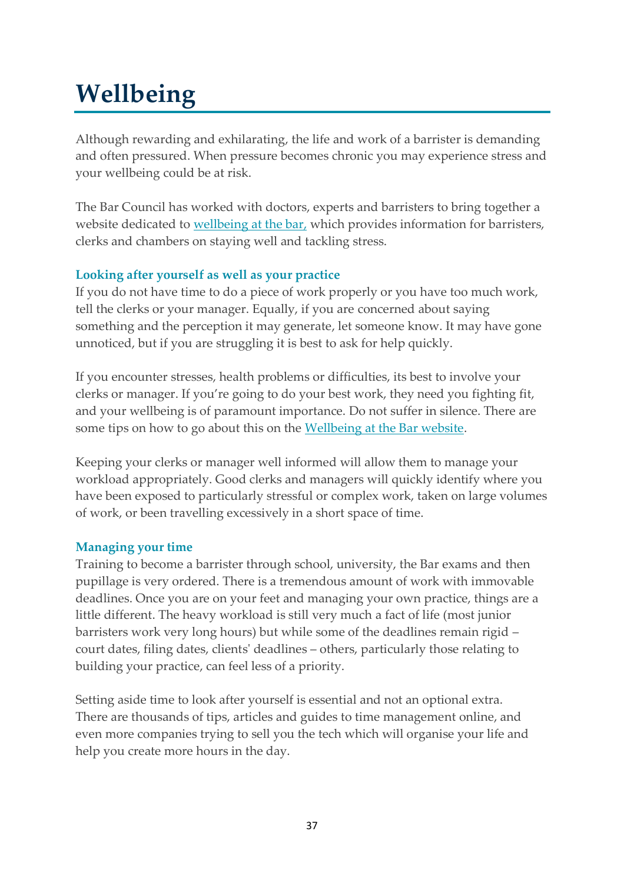# Wellbeing

Although rewarding and exhilarating, the life and work of a barrister is demanding and often pressured. When pressure becomes chronic you may experience stress and your wellbeing could be at risk.

The Bar Council has worked with doctors, experts and barristers to bring together a website dedicated to wellbeing at the bar, which provides information for barristers, clerks and chambers on staying well and tackling stress.

### Looking after yourself as well as your practice

If you do not have time to do a piece of work properly or you have too much work, tell the clerks or your manager. Equally, if you are concerned about saying something and the perception it may generate, let someone know. It may have gone unnoticed, but if you are struggling it is best to ask for help quickly.

If you encounter stresses, health problems or difficulties, its best to involve your clerks or manager. If you're going to do your best work, they need you fighting fit, and your wellbeing is of paramount importance. Do not suffer in silence. There are some tips on how to go about this on the Wellbeing at the Bar website.

Keeping your clerks or manager well informed will allow them to manage your workload appropriately. Good clerks and managers will quickly identify where you have been exposed to particularly stressful or complex work, taken on large volumes of work, or been travelling excessively in a short space of time.

### Managing your time

Training to become a barrister through school, university, the Bar exams and then pupillage is very ordered. There is a tremendous amount of work with immovable deadlines. Once you are on your feet and managing your own practice, things are a little different. The heavy workload is still very much a fact of life (most junior barristers work very long hours) but while some of the deadlines remain rigid – court dates, filing dates, clients' deadlines – others, particularly those relating to building your practice, can feel less of a priority.

Setting aside time to look after yourself is essential and not an optional extra. There are thousands of tips, articles and guides to time management online, and even more companies trying to sell you the tech which will organise your life and help you create more hours in the day.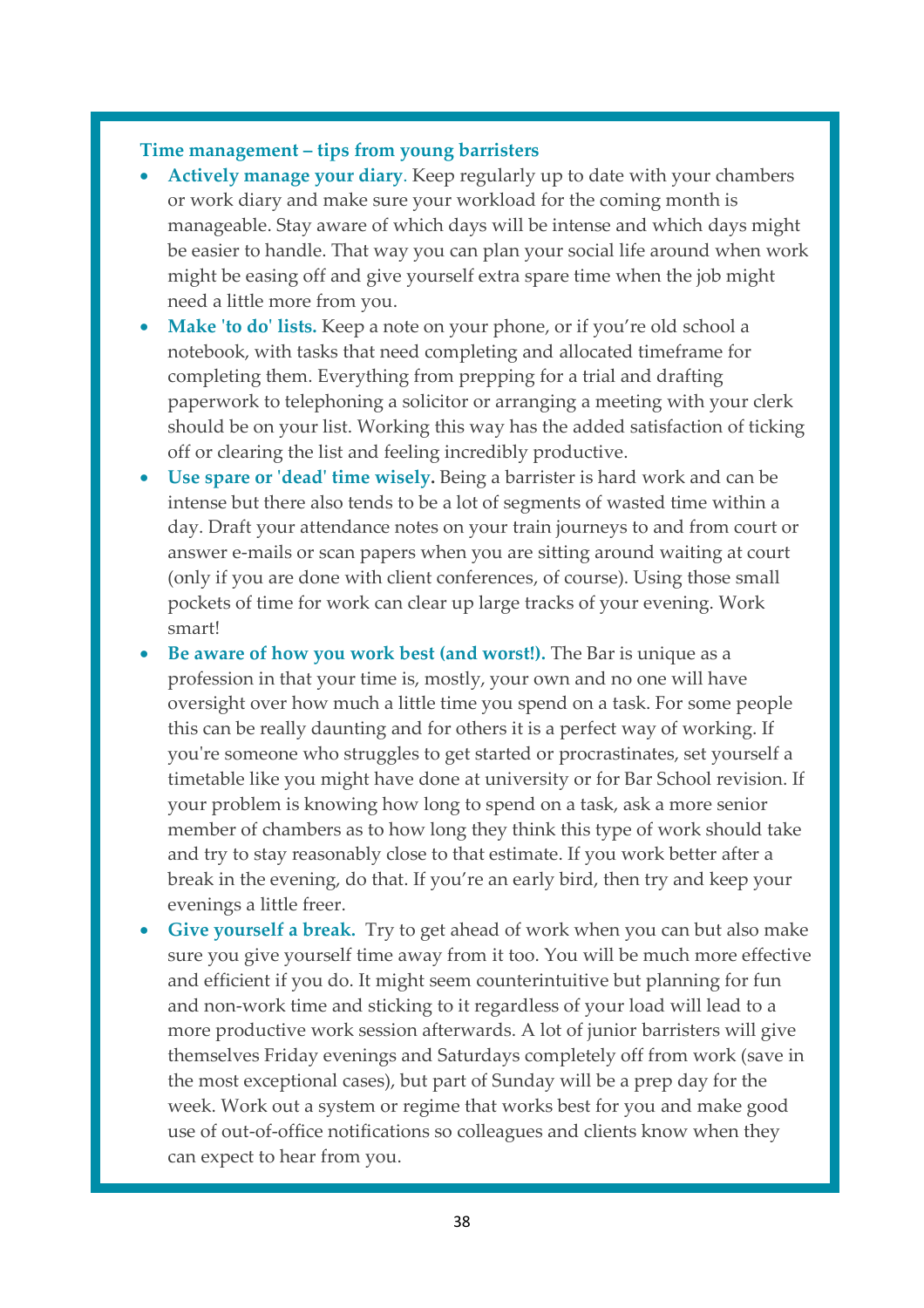### Time management – tips from young barristers

- **Actively manage your diary**. Keep regularly up to date with your chambers or work diary and make sure your workload for the coming month is manageable. Stay aware of which days will be intense and which days might be easier to handle. That way you can plan your social life around when work might be easing off and give yourself extra spare time when the job might need a little more from you.
- **Make 'to do' lists.** Keep a note on your phone, or if you're old school a notebook, with tasks that need completing and allocated timeframe for completing them. Everything from prepping for a trial and drafting paperwork to telephoning a solicitor or arranging a meeting with your clerk should be on your list. Working this way has the added satisfaction of ticking off or clearing the list and feeling incredibly productive.
- **Use spare or 'dead' time wisely.** Being a barrister is hard work and can be intense but there also tends to be a lot of segments of wasted time within a day. Draft your attendance notes on your train journeys to and from court or answer e-mails or scan papers when you are sitting around waiting at court (only if you are done with client conferences, of course). Using those small pockets of time for work can clear up large tracks of your evening. Work smart!
- **Be aware of how you work best (and worst!).** The Bar is unique as a profession in that your time is, mostly, your own and no one will have oversight over how much a little time you spend on a task. For some people this can be really daunting and for others it is a perfect way of working. If you're someone who struggles to get started or procrastinates, set yourself a timetable like you might have done at university or for Bar School revision. If your problem is knowing how long to spend on a task, ask a more senior member of chambers as to how long they think this type of work should take and try to stay reasonably close to that estimate. If you work better after a break in the evening, do that. If you're an early bird, then try and keep your evenings a little freer.
- **Give yourself a break.** Try to get ahead of work when you can but also make sure you give yourself time away from it too. You will be much more effective and efficient if you do. It might seem counterintuitive but planning for fun and non-work time and sticking to it regardless of your load will lead to a more productive work session afterwards. A lot of junior barristers will give themselves Friday evenings and Saturdays completely off from work (save in the most exceptional cases), but part of Sunday will be a prep day for the week. Work out a system or regime that works best for you and make good use of out-of-office notifications so colleagues and clients know when they can expect to hear from you.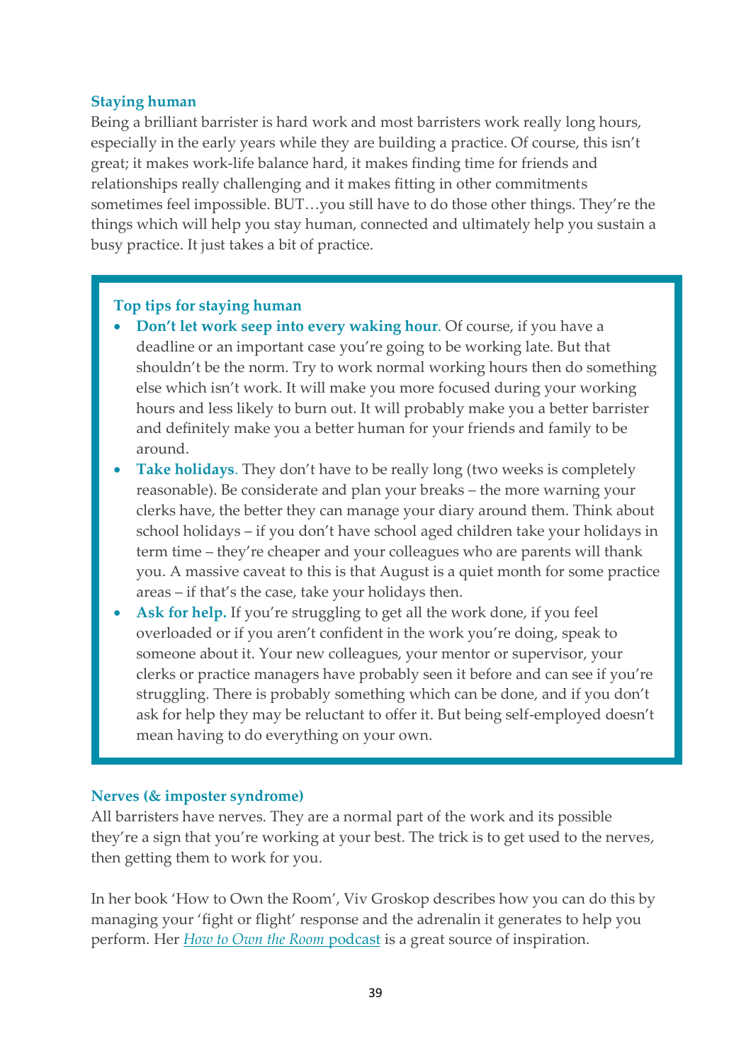### Staying human

Being a brilliant barrister is hard work and most barristers work really long hours, especially in the early years while they are building a practice. Of course, this isn't great; it makes work-life balance hard, it makes finding time for friends and relationships really challenging and it makes fitting in other commitments sometimes feel impossible. BUT…you still have to do those other things. They're the things which will help you stay human, connected and ultimately help you sustain a busy practice. It just takes a bit of practice.

> **Top tips for staying human**
>
> - **Don't let work seep into every waking hour**. Of course, if you have a deadline or an important case you're going to be working late. But that shouldn't be the norm. Try to work normal working hours then do something else which isn't work. It will make you more focused during your working hours and less likely to burn out. It will probably make you a better barrister and definitely make you a better human for your friends and family to be around.
> - **Take holidays**. They don't have to be really long (two weeks is completely reasonable). Be considerate and plan your breaks – the more warning your clerks have, the better they can manage your diary around them. Think about school holidays – if you don't have school aged children take your holidays in term time – they're cheaper and your colleagues who are parents will thank you. A massive caveat to this is that August is a quiet month for some practice areas – if that's the case, take your holidays then.
> - **Ask for help.** If you're struggling to get all the work done, if you feel overloaded or if you aren't confident in the work you're doing, speak to someone about it. Your new colleagues, your mentor or supervisor, your clerks or practice managers have probably seen it before and can see if you're struggling. There is probably something which can be done, and if you don't ask for help they may be reluctant to offer it. But being self-employed doesn't mean having to do everything on your own.

### Nerves (& imposter syndrome)

All barristers have nerves. They are a normal part of the work and its possible they're a sign that you're working at your best. The trick is to get used to the nerves, then getting them to work for you.

In her book 'How to Own the Room', Viv Groskop describes how you can do this by managing your 'fight or flight' response and the adrenalin it generates to help you perform. Her *How to Own the Room* podcast is a great source of inspiration.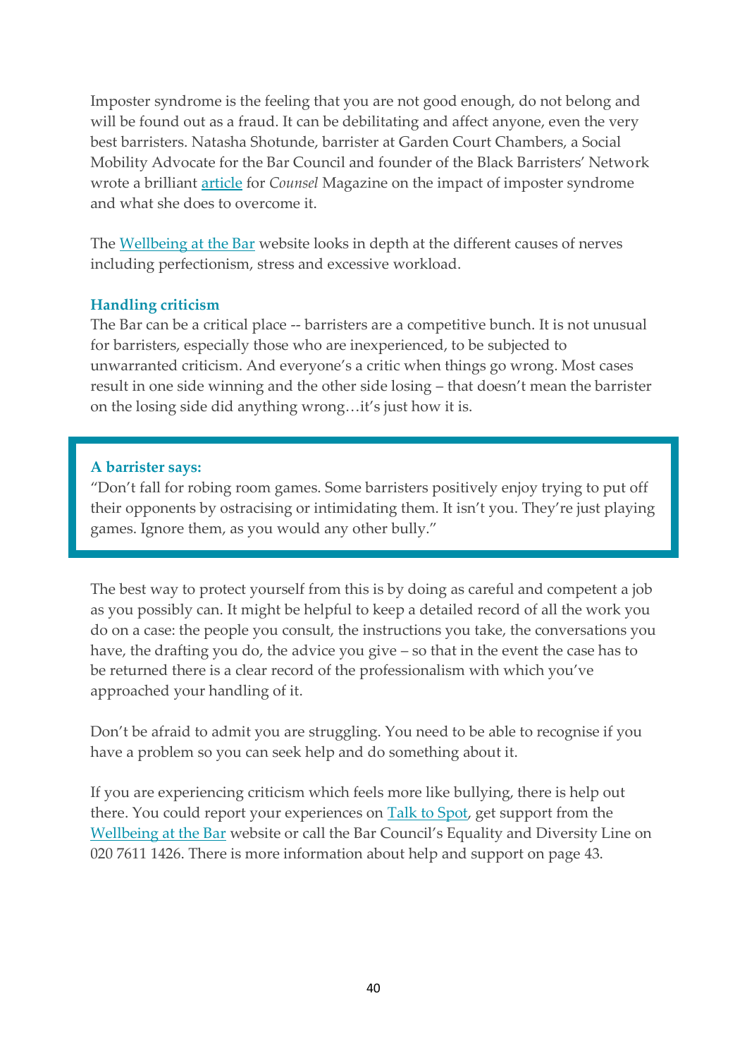Imposter syndrome is the feeling that you are not good enough, do not belong and will be found out as a fraud. It can be debilitating and affect anyone, even the very best barristers. Natasha Shotunde, barrister at Garden Court Chambers, a Social Mobility Advocate for the Bar Council and founder of the Black Barristers' Network wrote a brilliant [article](#) for *Counsel* Magazine on the impact of imposter syndrome and what she does to overcome it.

The [Wellbeing at the Bar](#) website looks in depth at the different causes of nerves including perfectionism, stress and excessive workload.

### Handling criticism

The Bar can be a critical place -- barristers are a competitive bunch. It is not unusual for barristers, especially those who are inexperienced, to be subjected to unwarranted criticism. And everyone's a critic when things go wrong. Most cases result in one side winning and the other side losing – that doesn't mean the barrister on the losing side did anything wrong…it's just how it is.

> **A barrister says:**
> "Don't fall for robing room games. Some barristers positively enjoy trying to put off their opponents by ostracising or intimidating them. It isn't you. They're just playing games. Ignore them, as you would any other bully."

The best way to protect yourself from this is by doing as careful and competent a job as you possibly can. It might be helpful to keep a detailed record of all the work you do on a case: the people you consult, the instructions you take, the conversations you have, the drafting you do, the advice you give – so that in the event the case has to be returned there is a clear record of the professionalism with which you've approached your handling of it.

Don't be afraid to admit you are struggling. You need to be able to recognise if you have a problem so you can seek help and do something about it.

If you are experiencing criticism which feels more like bullying, there is help out there. You could report your experiences on [Talk to Spot](#), get support from the [Wellbeing at the Bar](#) website or call the Bar Council's Equality and Diversity Line on 020 7611 1426. There is more information about help and support on page 43.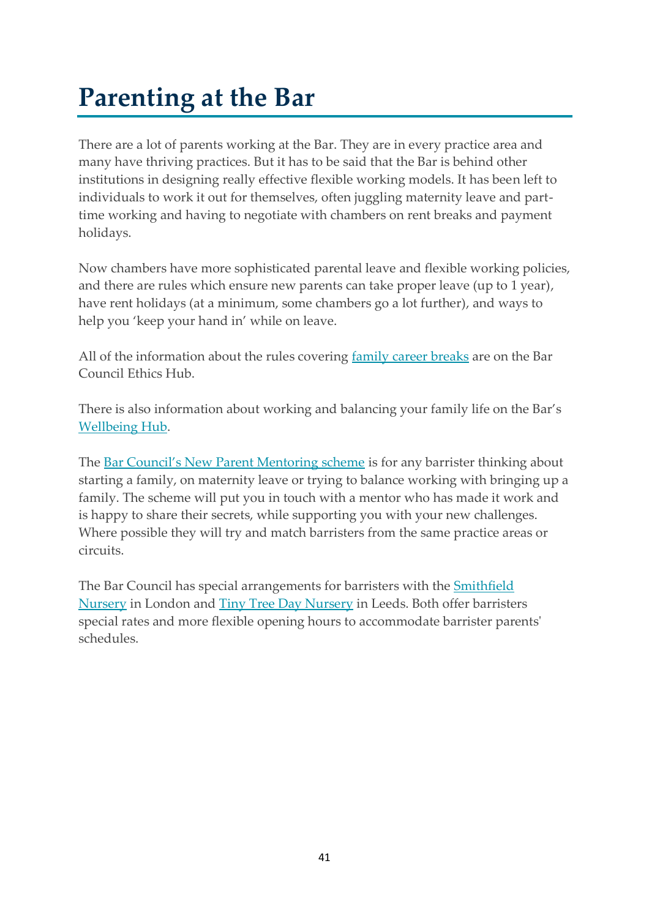# Parenting at the Bar

There are a lot of parents working at the Bar. They are in every practice area and many have thriving practices. But it has to be said that the Bar is behind other institutions in designing really effective flexible working models. It has been left to individuals to work it out for themselves, often juggling maternity leave and part-time working and having to negotiate with chambers on rent breaks and payment holidays.

Now chambers have more sophisticated parental leave and flexible working policies, and there are rules which ensure new parents can take proper leave (up to 1 year), have rent holidays (at a minimum, some chambers go a lot further), and ways to help you 'keep your hand in' while on leave.

All of the information about the rules covering family career breaks are on the Bar Council Ethics Hub.

There is also information about working and balancing your family life on the Bar's Wellbeing Hub.

The Bar Council's New Parent Mentoring scheme is for any barrister thinking about starting a family, on maternity leave or trying to balance working with bringing up a family. The scheme will put you in touch with a mentor who has made it work and is happy to share their secrets, while supporting you with your new challenges. Where possible they will try and match barristers from the same practice areas or circuits.

The Bar Council has special arrangements for barristers with the Smithfield Nursery in London and Tiny Tree Day Nursery in Leeds. Both offer barristers special rates and more flexible opening hours to accommodate barrister parents' schedules.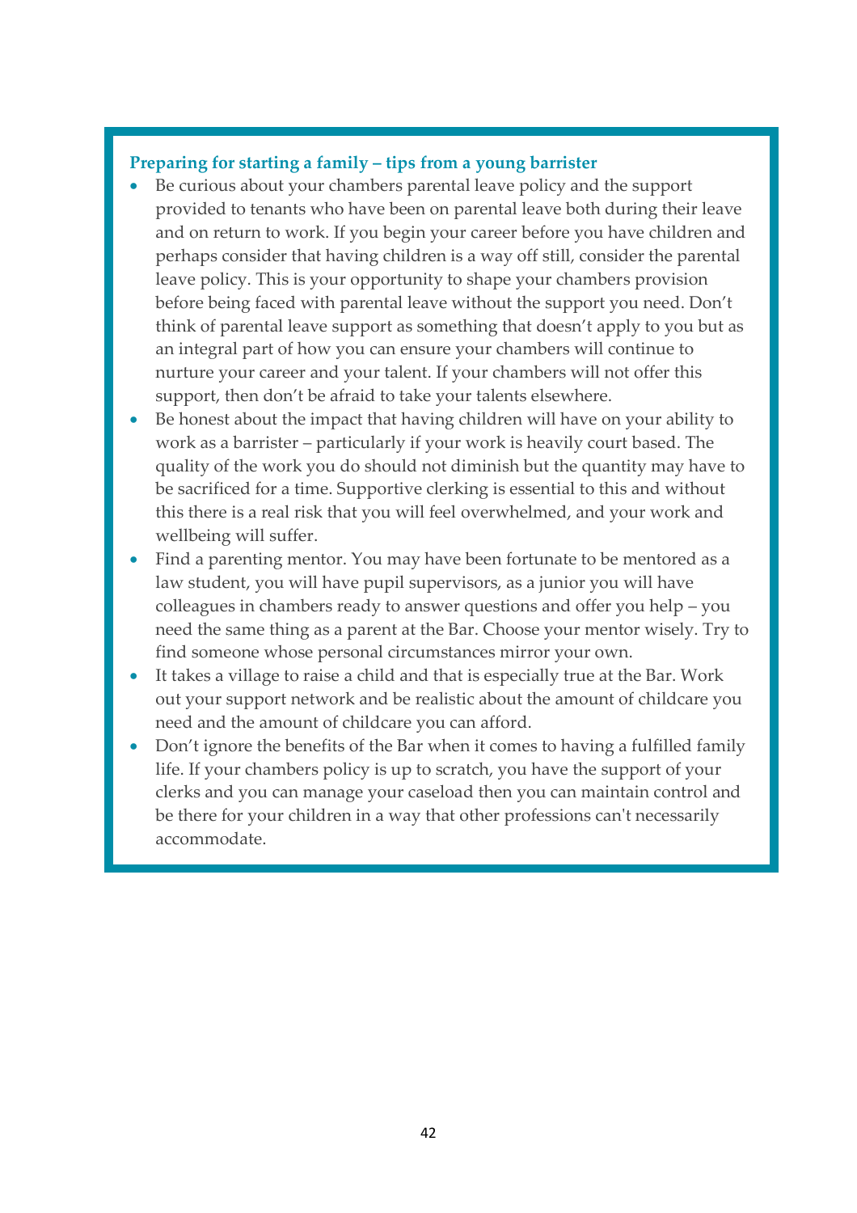### Preparing for starting a family – tips from a young barrister

- Be curious about your chambers parental leave policy and the support provided to tenants who have been on parental leave both during their leave and on return to work. If you begin your career before you have children and perhaps consider that having children is a way off still, consider the parental leave policy. This is your opportunity to shape your chambers provision before being faced with parental leave without the support you need. Don't think of parental leave support as something that doesn't apply to you but as an integral part of how you can ensure your chambers will continue to nurture your career and your talent. If your chambers will not offer this support, then don't be afraid to take your talents elsewhere.
- Be honest about the impact that having children will have on your ability to work as a barrister – particularly if your work is heavily court based. The quality of the work you do should not diminish but the quantity may have to be sacrificed for a time. Supportive clerking is essential to this and without this there is a real risk that you will feel overwhelmed, and your work and wellbeing will suffer.
- Find a parenting mentor. You may have been fortunate to be mentored as a law student, you will have pupil supervisors, as a junior you will have colleagues in chambers ready to answer questions and offer you help – you need the same thing as a parent at the Bar. Choose your mentor wisely. Try to find someone whose personal circumstances mirror your own.
- It takes a village to raise a child and that is especially true at the Bar. Work out your support network and be realistic about the amount of childcare you need and the amount of childcare you can afford.
- Don't ignore the benefits of the Bar when it comes to having a fulfilled family life. If your chambers policy is up to scratch, you have the support of your clerks and you can manage your caseload then you can maintain control and be there for your children in a way that other professions can't necessarily accommodate.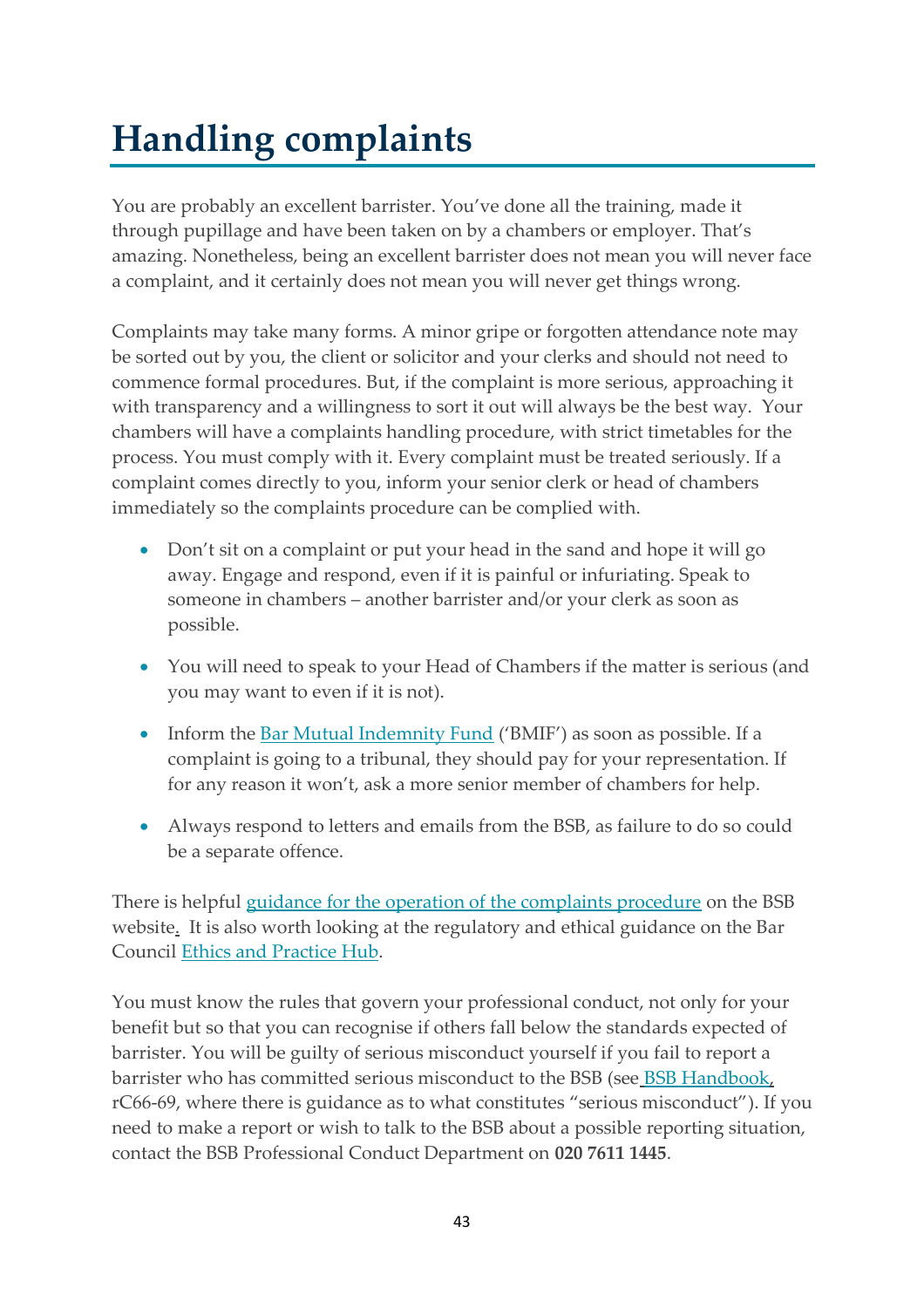# Handling complaints

You are probably an excellent barrister. You've done all the training, made it through pupillage and have been taken on by a chambers or employer. That's amazing. Nonetheless, being an excellent barrister does not mean you will never face a complaint, and it certainly does not mean you will never get things wrong.

Complaints may take many forms. A minor gripe or forgotten attendance note may be sorted out by you, the client or solicitor and your clerks and should not need to commence formal procedures. But, if the complaint is more serious, approaching it with transparency and a willingness to sort it out will always be the best way. Your chambers will have a complaints handling procedure, with strict timetables for the process. You must comply with it. Every complaint must be treated seriously. If a complaint comes directly to you, inform your senior clerk or head of chambers immediately so the complaints procedure can be complied with.

- Don't sit on a complaint or put your head in the sand and hope it will go away. Engage and respond, even if it is painful or infuriating. Speak to someone in chambers – another barrister and/or your clerk as soon as possible.
- You will need to speak to your Head of Chambers if the matter is serious (and you may want to even if it is not).
- Inform the Bar Mutual Indemnity Fund ('BMIF') as soon as possible. If a complaint is going to a tribunal, they should pay for your representation. If for any reason it won't, ask a more senior member of chambers for help.
- Always respond to letters and emails from the BSB, as failure to do so could be a separate offence.

There is helpful guidance for the operation of the complaints procedure on the BSB website. It is also worth looking at the regulatory and ethical guidance on the Bar Council Ethics and Practice Hub.

You must know the rules that govern your professional conduct, not only for your benefit but so that you can recognise if others fall below the standards expected of barrister. You will be guilty of serious misconduct yourself if you fail to report a barrister who has committed serious misconduct to the BSB (see BSB Handbook, rC66-69, where there is guidance as to what constitutes "serious misconduct"). If you need to make a report or wish to talk to the BSB about a possible reporting situation, contact the BSB Professional Conduct Department on **020 7611 1445**.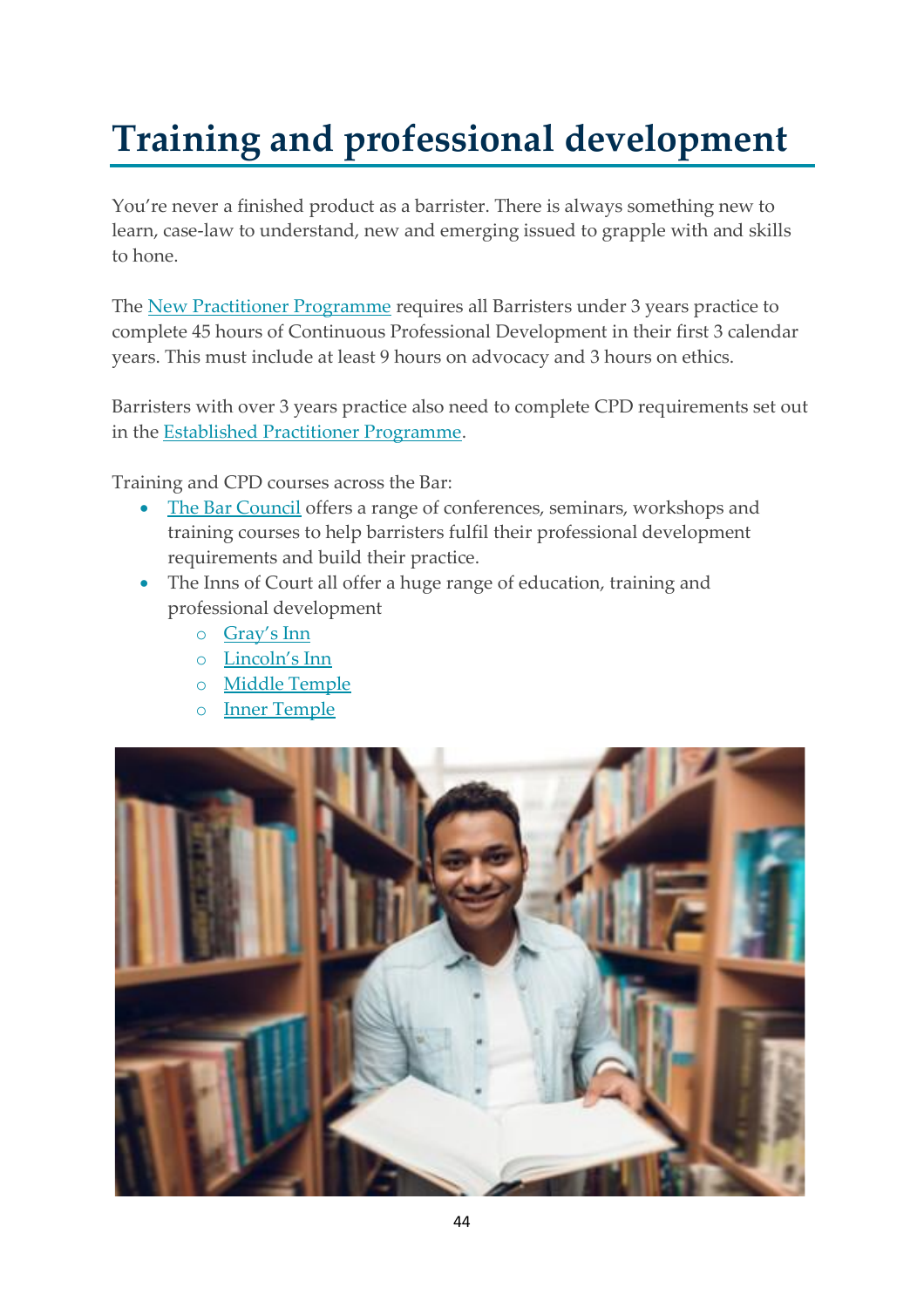# Training and professional development

You're never a finished product as a barrister. There is always something new to learn, case-law to understand, new and emerging issued to grapple with and skills to hone.

The [New Practitioner Programme] requires all Barristers under 3 years practice to complete 45 hours of Continuous Professional Development in their first 3 calendar years. This must include at least 9 hours on advocacy and 3 hours on ethics.

Barristers with over 3 years practice also need to complete CPD requirements set out in the [Established Practitioner Programme].

Training and CPD courses across the Bar:

- [The Bar Council] offers a range of conferences, seminars, workshops and training courses to help barristers fulfil their professional development requirements and build their practice.
- The Inns of Court all offer a huge range of education, training and professional development
    - [Gray's Inn]
    - [Lincoln's Inn]
    - [Middle Temple]
    - [Inner Temple]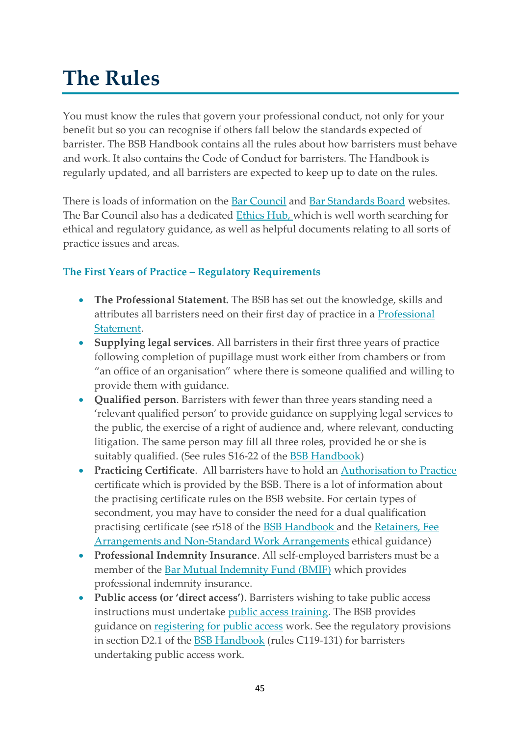# The Rules

You must know the rules that govern your professional conduct, not only for your benefit but so you can recognise if others fall below the standards expected of barrister. The BSB Handbook contains all the rules about how barristers must behave and work. It also contains the Code of Conduct for barristers. The Handbook is regularly updated, and all barristers are expected to keep up to date on the rules.

There is loads of information on the Bar Council and Bar Standards Board websites. The Bar Council also has a dedicated Ethics Hub, which is well worth searching for ethical and regulatory guidance, as well as helpful documents relating to all sorts of practice issues and areas.

### The First Years of Practice – Regulatory Requirements

- **The Professional Statement.** The BSB has set out the knowledge, skills and attributes all barristers need on their first day of practice in a Professional Statement.
- **Supplying legal services**. All barristers in their first three years of practice following completion of pupillage must work either from chambers or from "an office of an organisation" where there is someone qualified and willing to provide them with guidance.
- **Qualified person**. Barristers with fewer than three years standing need a 'relevant qualified person' to provide guidance on supplying legal services to the public, the exercise of a right of audience and, where relevant, conducting litigation. The same person may fill all three roles, provided he or she is suitably qualified. (See rules S16-22 of the BSB Handbook)
- **Practicing Certificate**. All barristers have to hold an Authorisation to Practice certificate which is provided by the BSB. There is a lot of information about the practising certificate rules on the BSB website. For certain types of secondment, you may have to consider the need for a dual qualification practising certificate (see rS18 of the BSB Handbook and the Retainers, Fee Arrangements and Non-Standard Work Arrangements ethical guidance)
- **Professional Indemnity Insurance**. All self-employed barristers must be a member of the Bar Mutual Indemnity Fund (BMIF) which provides professional indemnity insurance.
- **Public access (or 'direct access')**. Barristers wishing to take public access instructions must undertake public access training. The BSB provides guidance on registering for public access work. See the regulatory provisions in section D2.1 of the BSB Handbook (rules C119-131) for barristers undertaking public access work.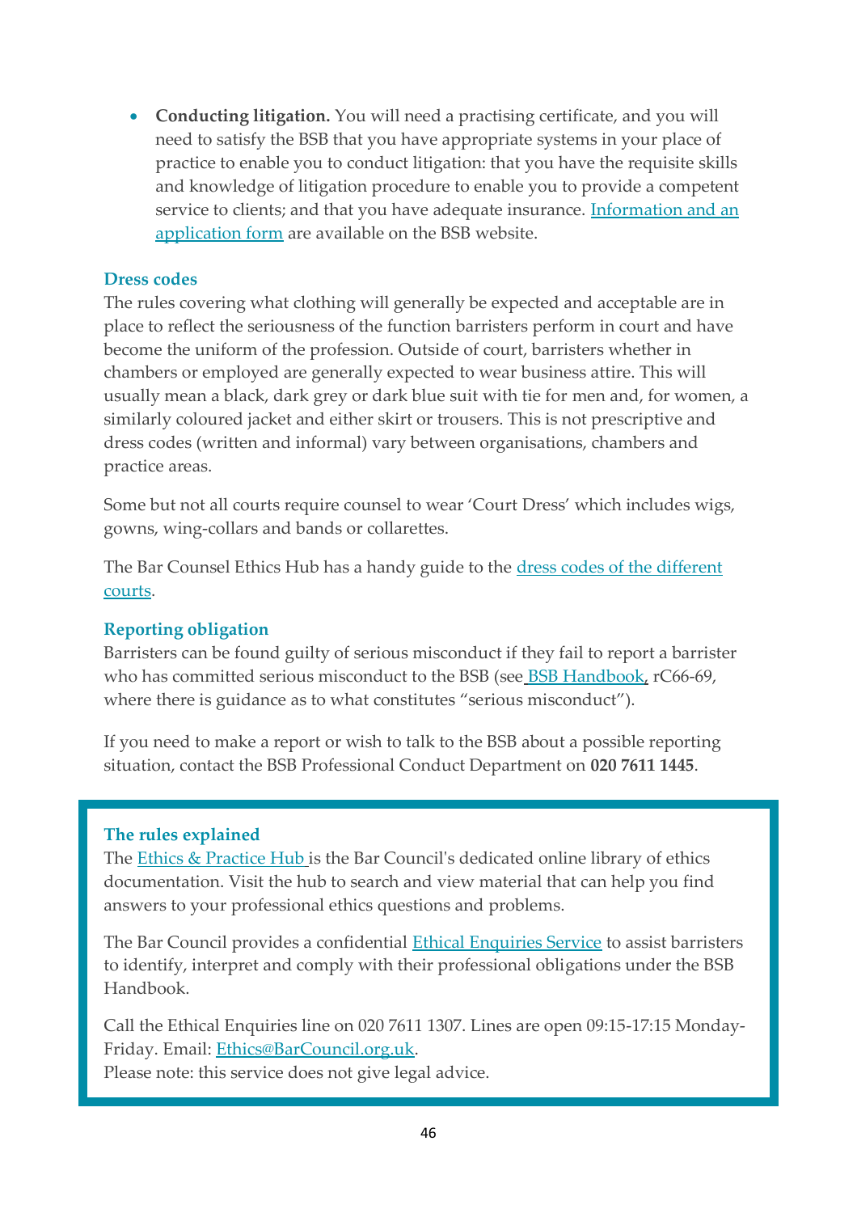- **Conducting litigation.** You will need a practising certificate, and you will need to satisfy the BSB that you have appropriate systems in your place of practice to enable you to conduct litigation: that you have the requisite skills and knowledge of litigation procedure to enable you to provide a competent service to clients; and that you have adequate insurance. Information and an application form are available on the BSB website.

### Dress codes

The rules covering what clothing will generally be expected and acceptable are in place to reflect the seriousness of the function barristers perform in court and have become the uniform of the profession. Outside of court, barristers whether in chambers or employed are generally expected to wear business attire. This will usually mean a black, dark grey or dark blue suit with tie for men and, for women, a similarly coloured jacket and either skirt or trousers. This is not prescriptive and dress codes (written and informal) vary between organisations, chambers and practice areas.

Some but not all courts require counsel to wear 'Court Dress' which includes wigs, gowns, wing-collars and bands or collarettes.

The Bar Counsel Ethics Hub has a handy guide to the dress codes of the different courts.

### Reporting obligation

Barristers can be found guilty of serious misconduct if they fail to report a barrister who has committed serious misconduct to the BSB (see BSB Handbook, rC66-69, where there is guidance as to what constitutes "serious misconduct").

If you need to make a report or wish to talk to the BSB about a possible reporting situation, contact the BSB Professional Conduct Department on **020 7611 1445**.

### The rules explained

The Ethics & Practice Hub is the Bar Council's dedicated online library of ethics documentation. Visit the hub to search and view material that can help you find answers to your professional ethics questions and problems.

The Bar Council provides a confidential Ethical Enquiries Service to assist barristers to identify, interpret and comply with their professional obligations under the BSB Handbook.

Call the Ethical Enquiries line on 020 7611 1307. Lines are open 09:15-17:15 Monday-Friday. Email: Ethics@BarCouncil.org.uk.
Please note: this service does not give legal advice.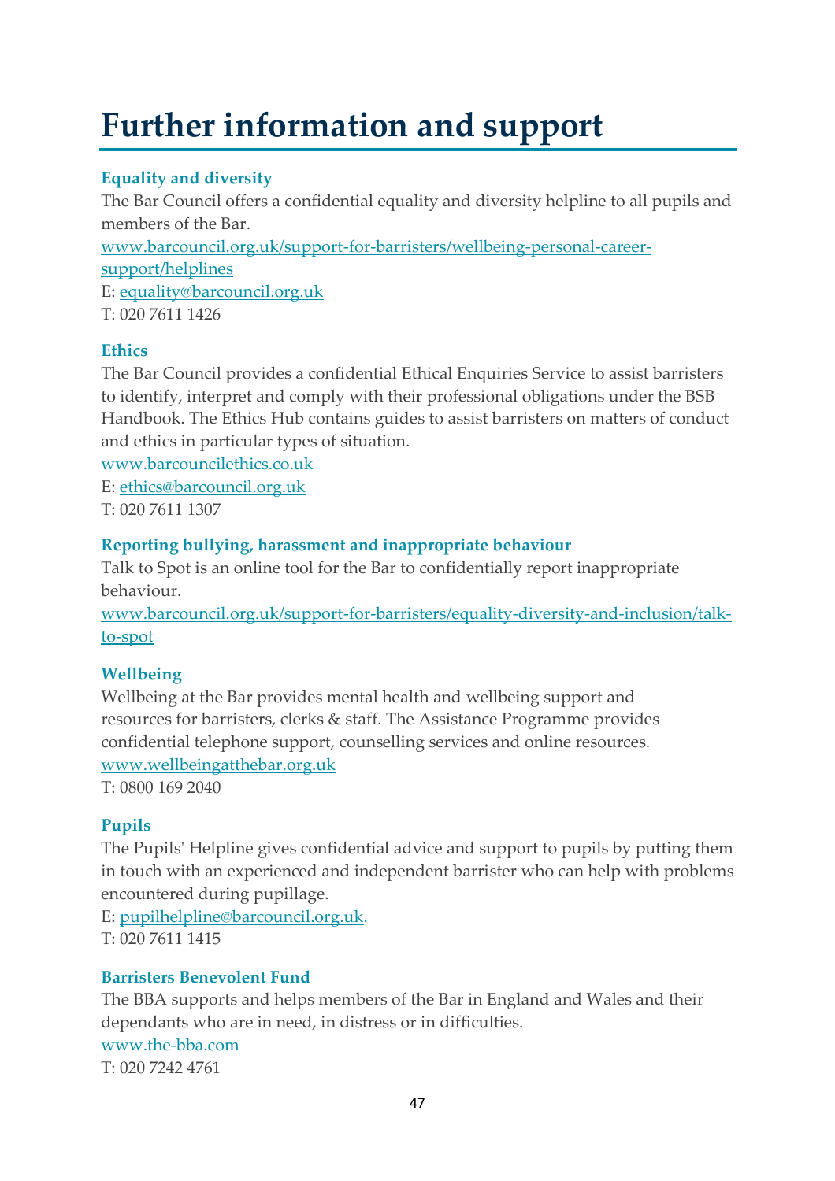# Further information and support

### Equality and diversity

The Bar Council offers a confidential equality and diversity helpline to all pupils and members of the Bar.

www.barcouncil.org.uk/support-for-barristers/wellbeing-personal-career-support/helplines

E: equality@barcouncil.org.uk

T: 020 7611 1426

### Ethics

The Bar Council provides a confidential Ethical Enquiries Service to assist barristers to identify, interpret and comply with their professional obligations under the BSB Handbook. The Ethics Hub contains guides to assist barristers on matters of conduct and ethics in particular types of situation.

www.barcouncilethics.co.uk

E: ethics@barcouncil.org.uk

T: 020 7611 1307

### Reporting bullying, harassment and inappropriate behaviour

Talk to Spot is an online tool for the Bar to confidentially report inappropriate behaviour.

www.barcouncil.org.uk/support-for-barristers/equality-diversity-and-inclusion/talk-to-spot

### Wellbeing

Wellbeing at the Bar provides mental health and wellbeing support and resources for barristers, clerks & staff. The Assistance Programme provides confidential telephone support, counselling services and online resources.

www.wellbeingatthebar.org.uk

T: 0800 169 2040

### Pupils

The Pupils' Helpline gives confidential advice and support to pupils by putting them in touch with an experienced and independent barrister who can help with problems encountered during pupillage.

E: pupilhelpline@barcouncil.org.uk.

T: 020 7611 1415

### Barristers Benevolent Fund

The BBA supports and helps members of the Bar in England and Wales and their dependants who are in need, in distress or in difficulties.

www.the-bba.com

T: 020 7242 4761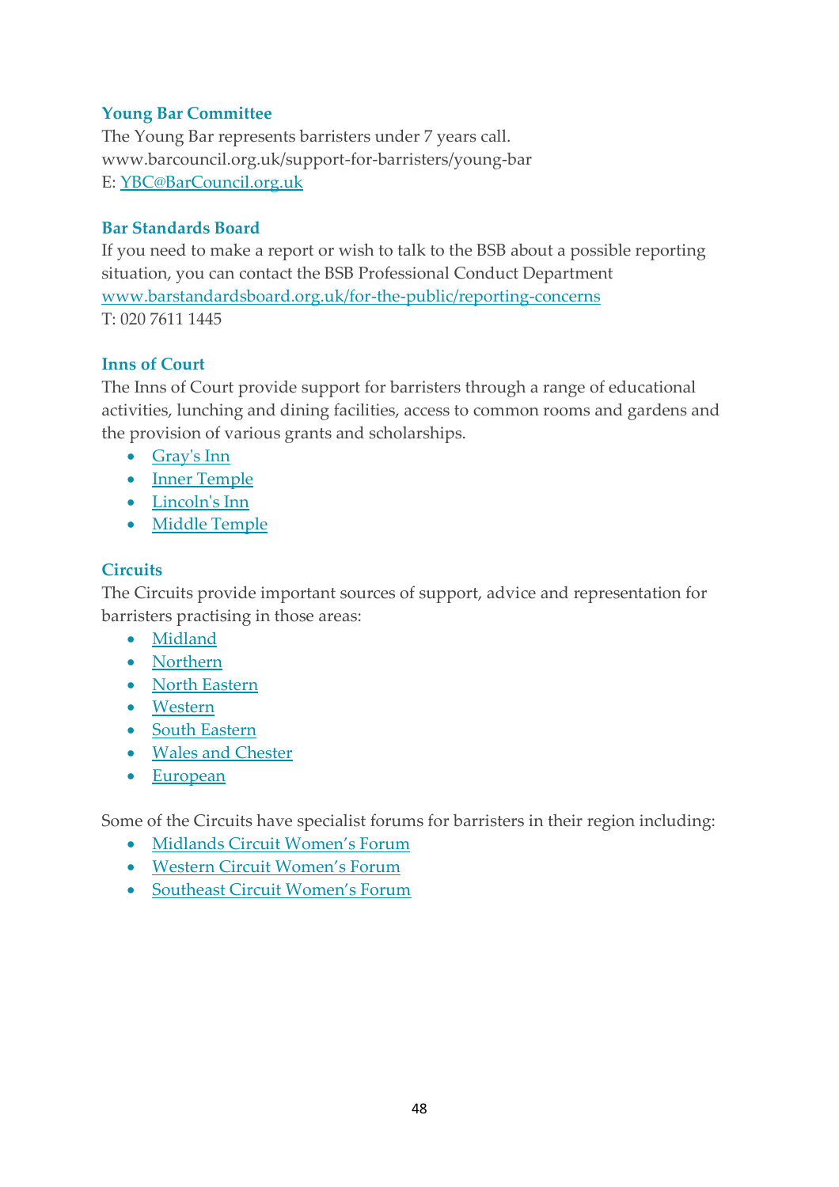### Young Bar Committee

The Young Bar represents barristers under 7 years call.
www.barcouncil.org.uk/support-for-barristers/young-bar
E: YBC@BarCouncil.org.uk

### Bar Standards Board

If you need to make a report or wish to talk to the BSB about a possible reporting situation, you can contact the BSB Professional Conduct Department
www.barstandardsboard.org.uk/for-the-public/reporting-concerns
T: 020 7611 1445

### Inns of Court

The Inns of Court provide support for barristers through a range of educational activities, lunching and dining facilities, access to common rooms and gardens and the provision of various grants and scholarships.

- Gray's Inn
- Inner Temple
- Lincoln's Inn
- Middle Temple

### Circuits

The Circuits provide important sources of support, advice and representation for barristers practising in those areas:

- Midland
- Northern
- North Eastern
- Western
- South Eastern
- Wales and Chester
- European

Some of the Circuits have specialist forums for barristers in their region including:

- Midlands Circuit Women's Forum
- Western Circuit Women's Forum
- Southeast Circuit Women's Forum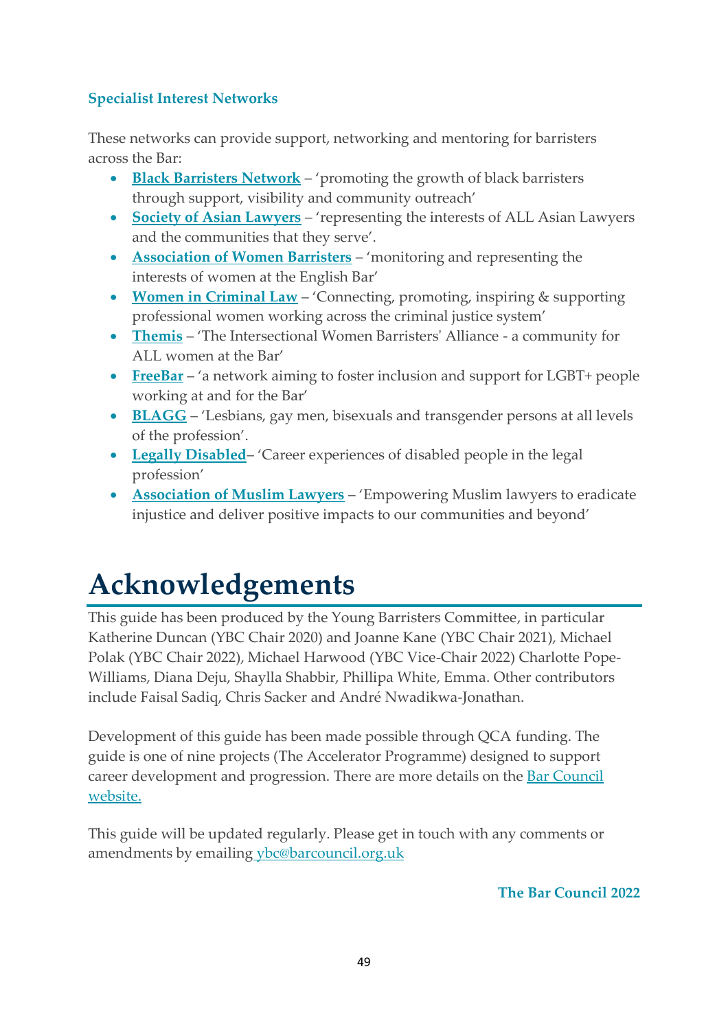### Specialist Interest Networks

These networks can provide support, networking and mentoring for barristers across the Bar:

- **Black Barristers Network** – 'promoting the growth of black barristers through support, visibility and community outreach'
- **Society of Asian Lawyers** – 'representing the interests of ALL Asian Lawyers and the communities that they serve'.
- **Association of Women Barristers** – 'monitoring and representing the interests of women at the English Bar'
- **Women in Criminal Law** – 'Connecting, promoting, inspiring & supporting professional women working across the criminal justice system'
- **Themis** – 'The Intersectional Women Barristers' Alliance - a community for ALL women at the Bar'
- **FreeBar** – 'a network aiming to foster inclusion and support for LGBT+ people working at and for the Bar'
- **BLAGG** – 'Lesbians, gay men, bisexuals and transgender persons at all levels of the profession'.
- **Legally Disabled**– 'Career experiences of disabled people in the legal profession'
- **Association of Muslim Lawyers** – 'Empowering Muslim lawyers to eradicate injustice and deliver positive impacts to our communities and beyond'

# Acknowledgements

This guide has been produced by the Young Barristers Committee, in particular Katherine Duncan (YBC Chair 2020) and Joanne Kane (YBC Chair 2021), Michael Polak (YBC Chair 2022), Michael Harwood (YBC Vice-Chair 2022) Charlotte Pope-Williams, Diana Deju, Shaylla Shabbir, Phillipa White, Emma. Other contributors include Faisal Sadiq, Chris Sacker and André Nwadikwa-Jonathan.

Development of this guide has been made possible through QCA funding. The guide is one of nine projects (The Accelerator Programme) designed to support career development and progression. There are more details on the Bar Council website.

This guide will be updated regularly. Please get in touch with any comments or amendments by emailing ybc@barcouncil.org.uk

**The Bar Council 2022**